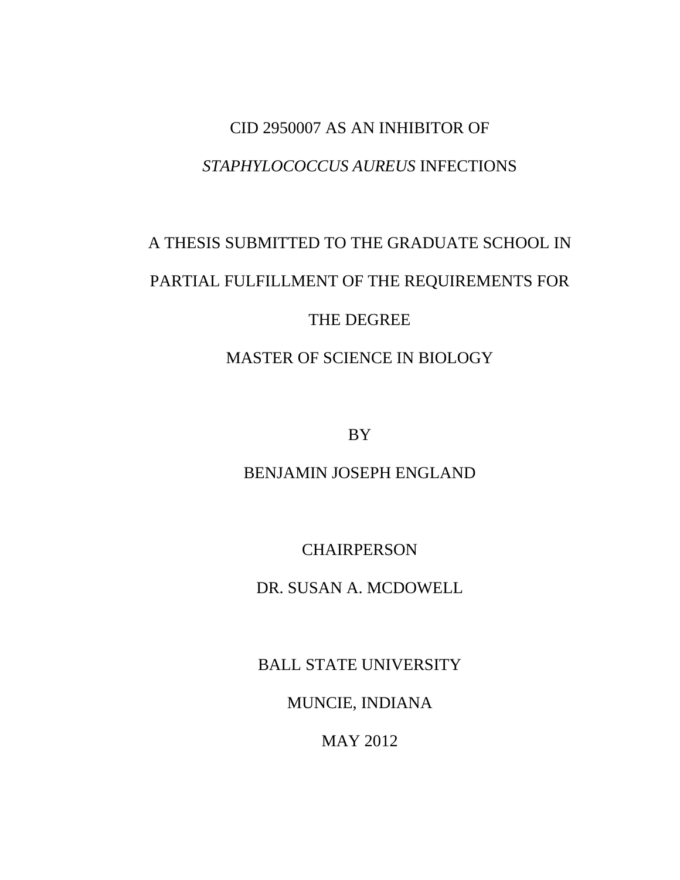# CID 2950007 AS AN INHIBITOR OF *STAPHYLOCOCCUS AUREUS* INFECTIONS

A THESIS SUBMITTED TO THE GRADUATE SCHOOL IN

PARTIAL FULFILLMENT OF THE REQUIREMENTS FOR

THE DEGREE

MASTER OF SCIENCE IN BIOLOGY

BY

BENJAMIN JOSEPH ENGLAND

CHAIRPERSON

DR. SUSAN A. MCDOWELL

BALL STATE UNIVERSITY

MUNCIE, INDIANA

MAY 2012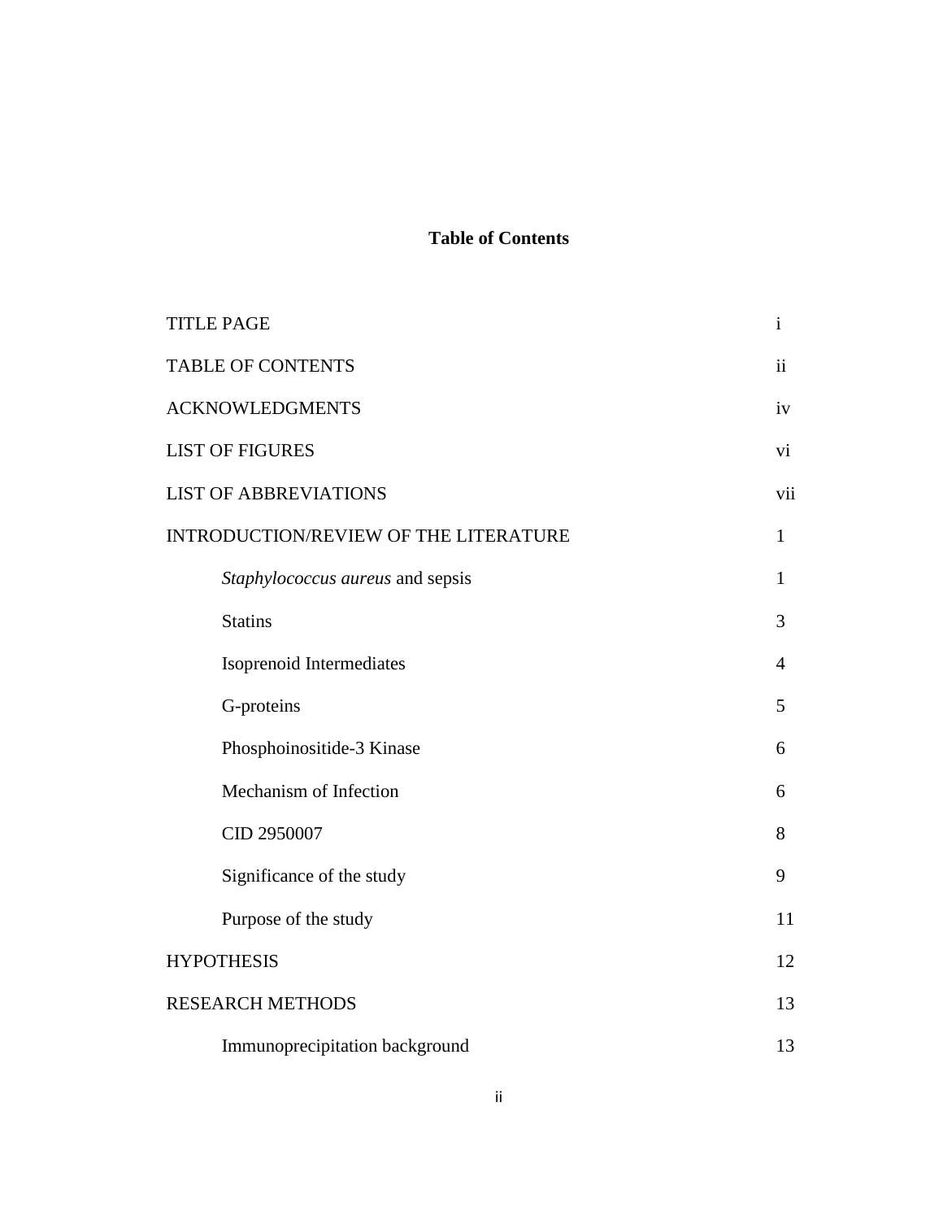# Table of Contents

| | |
|---|---|
| TITLE PAGE | i |
| TABLE OF CONTENTS | ii |
| ACKNOWLEDGMENTS | iv |
| LIST OF FIGURES | vi |
| LIST OF ABBREVIATIONS | vii |
| INTRODUCTION/REVIEW OF THE LITERATURE | 1 |
| &nbsp;&nbsp;&nbsp;&nbsp;*Staphylococcus aureus* and sepsis | 1 |
| &nbsp;&nbsp;&nbsp;&nbsp;Statins | 3 |
| &nbsp;&nbsp;&nbsp;&nbsp;Isoprenoid Intermediates | 4 |
| &nbsp;&nbsp;&nbsp;&nbsp;G-proteins | 5 |
| &nbsp;&nbsp;&nbsp;&nbsp;Phosphoinositide-3 Kinase | 6 |
| &nbsp;&nbsp;&nbsp;&nbsp;Mechanism of Infection | 6 |
| &nbsp;&nbsp;&nbsp;&nbsp;CID 2950007 | 8 |
| &nbsp;&nbsp;&nbsp;&nbsp;Significance of the study | 9 |
| &nbsp;&nbsp;&nbsp;&nbsp;Purpose of the study | 11 |
| HYPOTHESIS | 12 |
| RESEARCH METHODS | 13 |
| &nbsp;&nbsp;&nbsp;&nbsp;Immunoprecipitation background | 13 |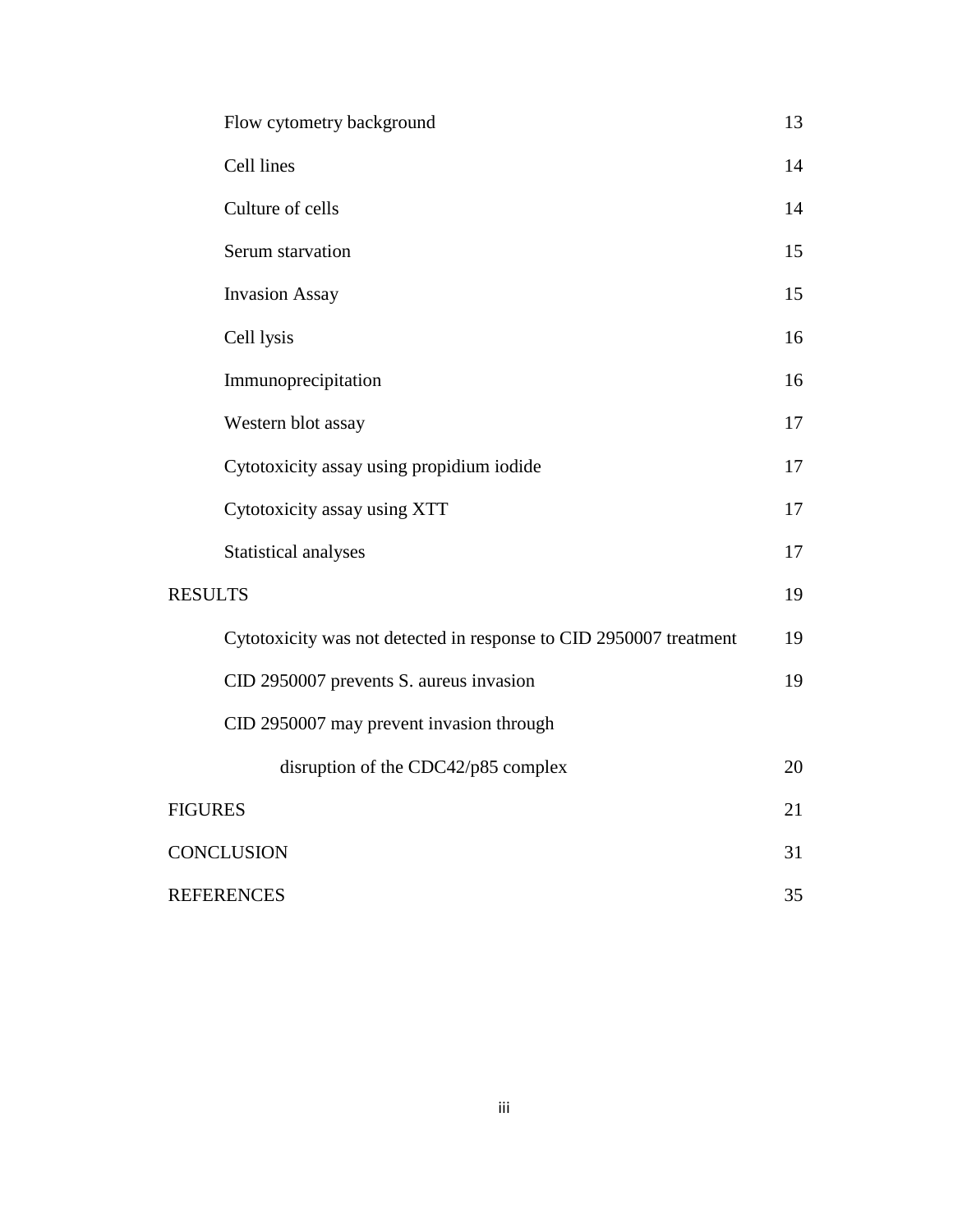| | |
|---|---|
| Flow cytometry background | 13 |
| Cell lines | 14 |
| Culture of cells | 14 |
| Serum starvation | 15 |
| Invasion Assay | 15 |
| Cell lysis | 16 |
| Immunoprecipitation | 16 |
| Western blot assay | 17 |
| Cytotoxicity assay using propidium iodide | 17 |
| Cytotoxicity assay using XTT | 17 |
| Statistical analyses | 17 |
| RESULTS | 19 |
| Cytotoxicity was not detected in response to CID 2950007 treatment | 19 |
| CID 2950007 prevents S. aureus invasion | 19 |
| CID 2950007 may prevent invasion through disruption of the CDC42/p85 complex | 20 |
| FIGURES | 21 |
| CONCLUSION | 31 |
| REFERENCES | 35 |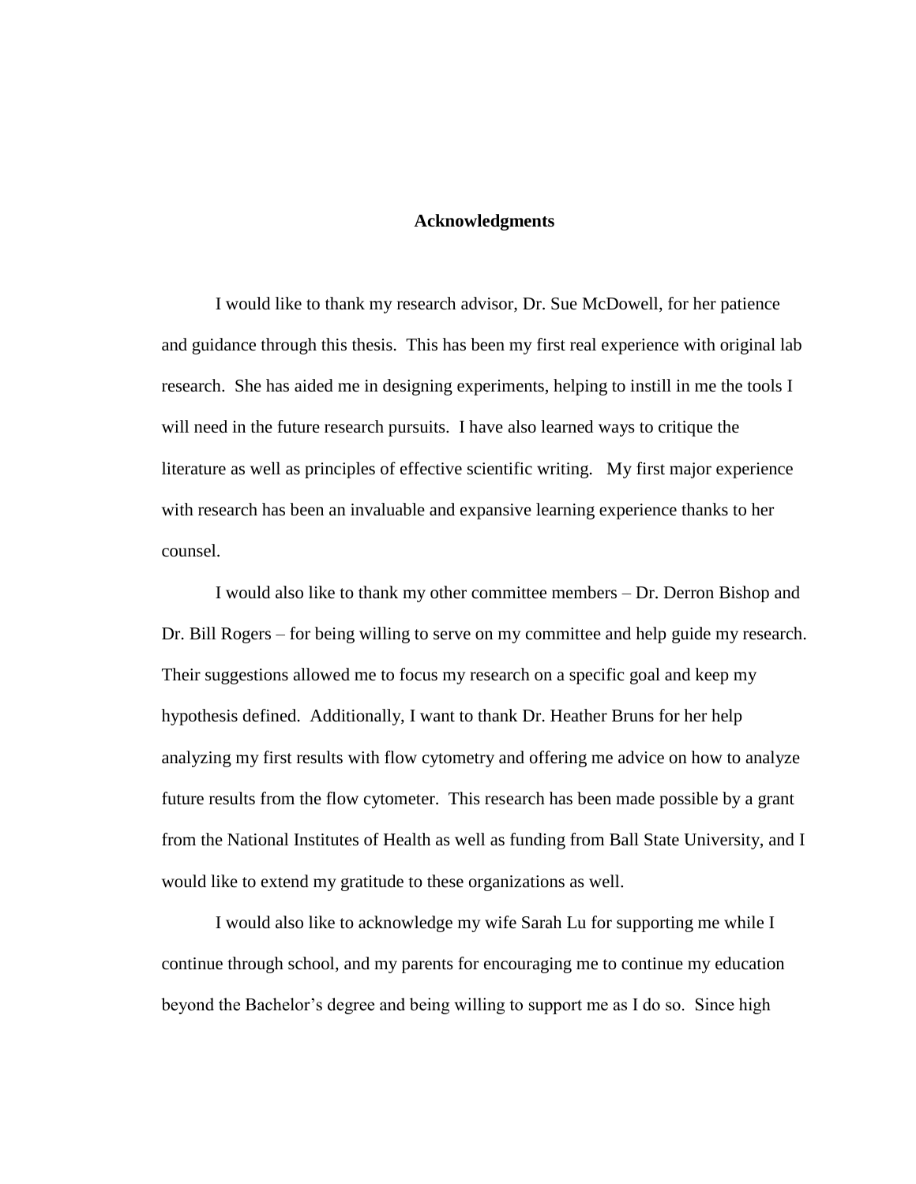# Acknowledgments

I would like to thank my research advisor, Dr. Sue McDowell, for her patience and guidance through this thesis. This has been my first real experience with original lab research. She has aided me in designing experiments, helping to instill in me the tools I will need in the future research pursuits. I have also learned ways to critique the literature as well as principles of effective scientific writing. My first major experience with research has been an invaluable and expansive learning experience thanks to her counsel.

I would also like to thank my other committee members – Dr. Derron Bishop and Dr. Bill Rogers – for being willing to serve on my committee and help guide my research. Their suggestions allowed me to focus my research on a specific goal and keep my hypothesis defined. Additionally, I want to thank Dr. Heather Bruns for her help analyzing my first results with flow cytometry and offering me advice on how to analyze future results from the flow cytometer. This research has been made possible by a grant from the National Institutes of Health as well as funding from Ball State University, and I would like to extend my gratitude to these organizations as well.

I would also like to acknowledge my wife Sarah Lu for supporting me while I continue through school, and my parents for encouraging me to continue my education beyond the Bachelor's degree and being willing to support me as I do so. Since high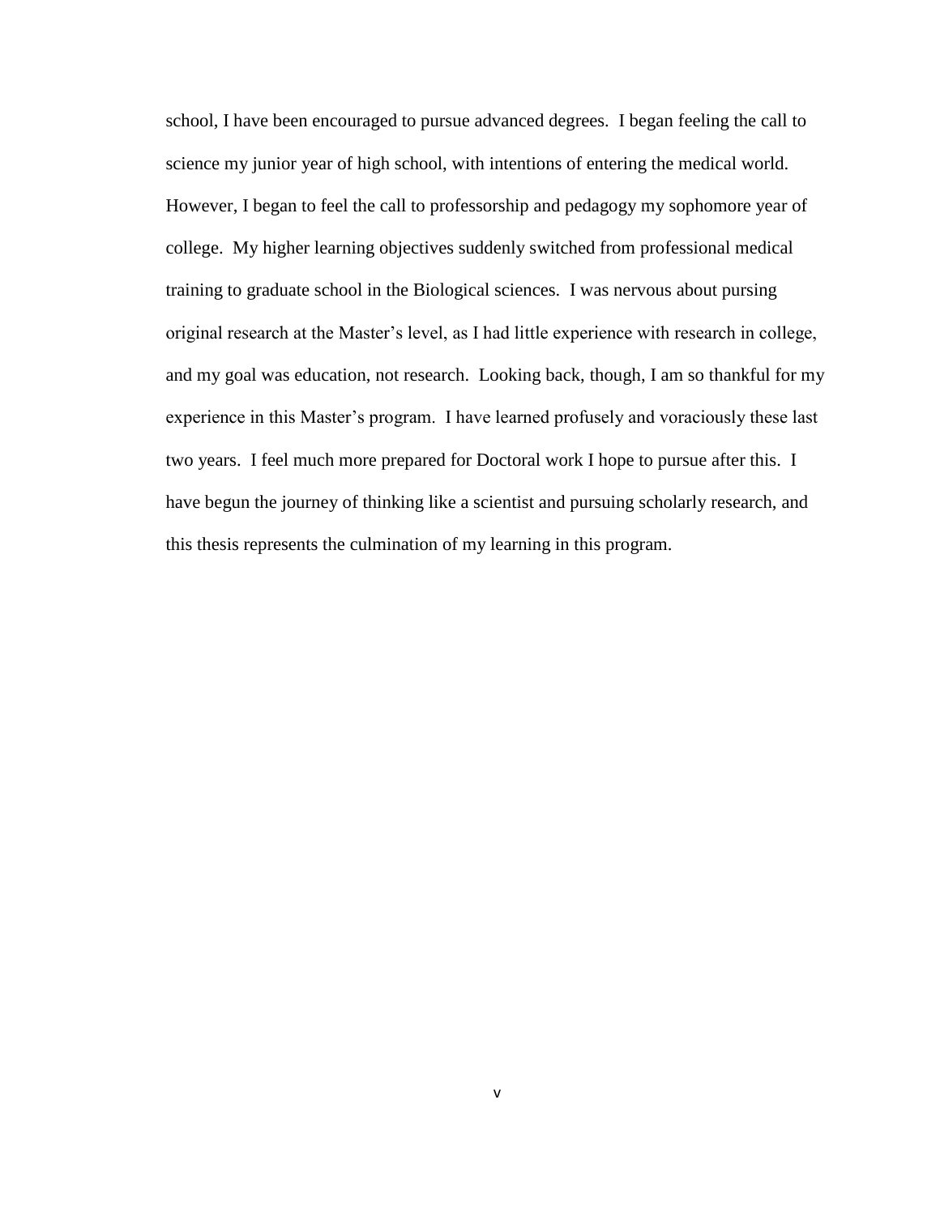school, I have been encouraged to pursue advanced degrees. I began feeling the call to science my junior year of high school, with intentions of entering the medical world. However, I began to feel the call to professorship and pedagogy my sophomore year of college. My higher learning objectives suddenly switched from professional medical training to graduate school in the Biological sciences. I was nervous about pursing original research at the Master's level, as I had little experience with research in college, and my goal was education, not research. Looking back, though, I am so thankful for my experience in this Master's program. I have learned profusely and voraciously these last two years. I feel much more prepared for Doctoral work I hope to pursue after this. I have begun the journey of thinking like a scientist and pursuing scholarly research, and this thesis represents the culmination of my learning in this program.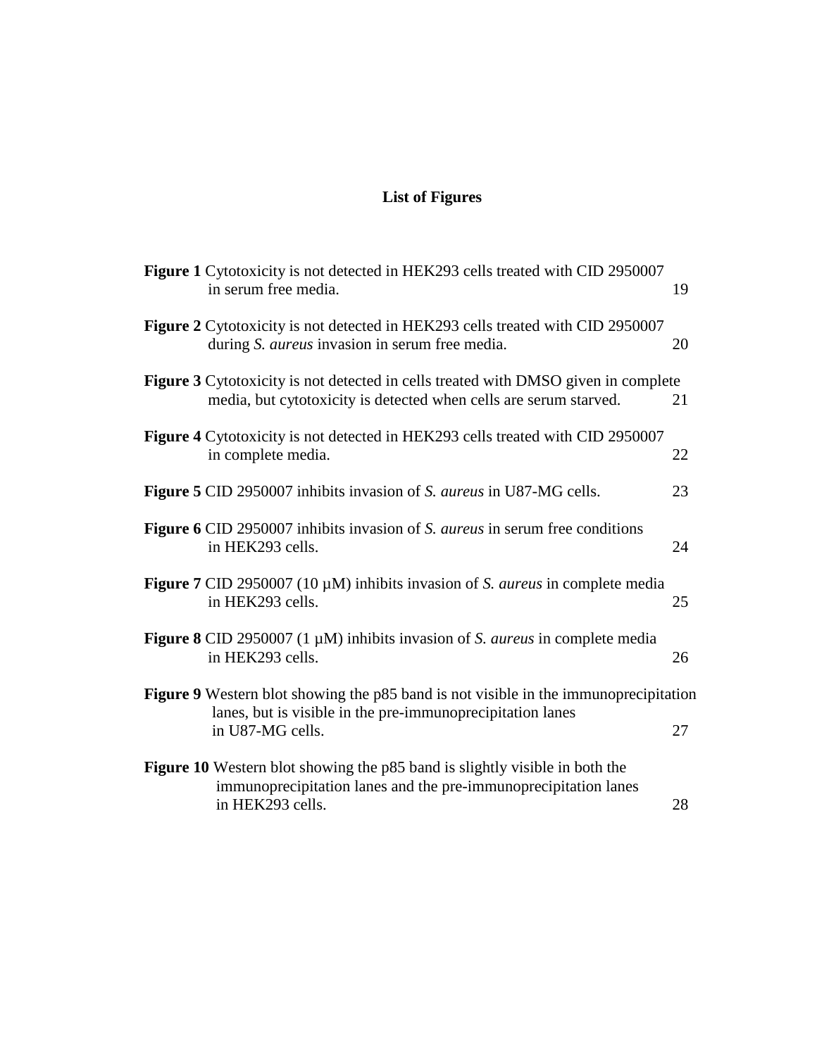# List of Figures

**Figure 1** Cytotoxicity is not detected in HEK293 cells treated with CID 2950007 in serum free media. 19

**Figure 2** Cytotoxicity is not detected in HEK293 cells treated with CID 2950007 during *S. aureus* invasion in serum free media. 20

**Figure 3** Cytotoxicity is not detected in cells treated with DMSO given in complete media, but cytotoxicity is detected when cells are serum starved. 21

**Figure 4** Cytotoxicity is not detected in HEK293 cells treated with CID 2950007 in complete media. 22

**Figure 5** CID 2950007 inhibits invasion of *S. aureus* in U87-MG cells. 23

**Figure 6** CID 2950007 inhibits invasion of *S. aureus* in serum free conditions in HEK293 cells. 24

**Figure 7** CID 2950007 (10 µM) inhibits invasion of *S. aureus* in complete media in HEK293 cells. 25

**Figure 8** CID 2950007 (1 µM) inhibits invasion of *S. aureus* in complete media in HEK293 cells. 26

**Figure 9** Western blot showing the p85 band is not visible in the immunoprecipitation lanes, but is visible in the pre-immunoprecipitation lanes in U87-MG cells. 27

**Figure 10** Western blot showing the p85 band is slightly visible in both the immunoprecipitation lanes and the pre-immunoprecipitation lanes in HEK293 cells. 28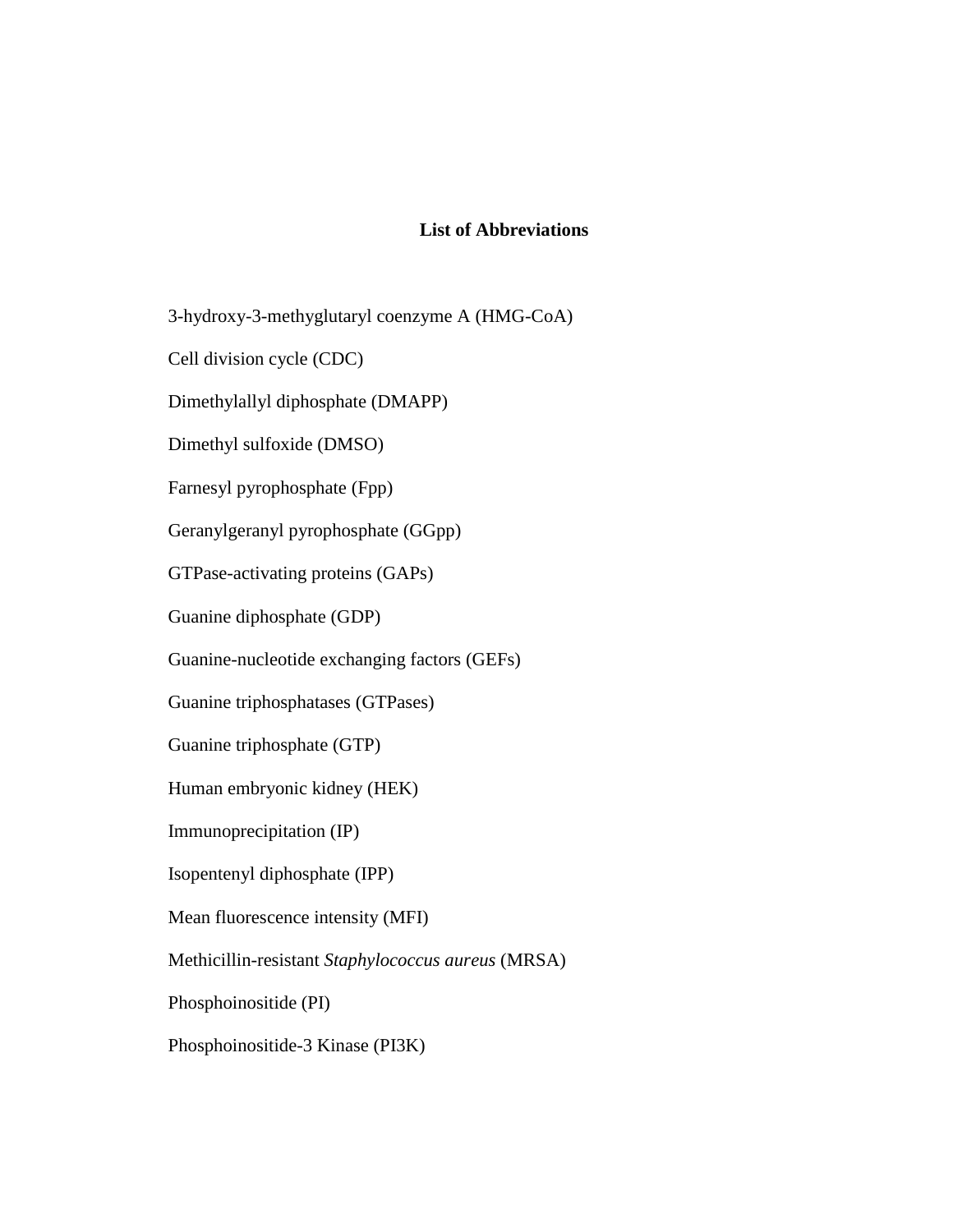## List of Abbreviations

3-hydroxy-3-methyglutaryl coenzyme A (HMG-CoA)

Cell division cycle (CDC)

Dimethylallyl diphosphate (DMAPP)

Dimethyl sulfoxide (DMSO)

Farnesyl pyrophosphate (Fpp)

Geranylgeranyl pyrophosphate (GGpp)

GTPase-activating proteins (GAPs)

Guanine diphosphate (GDP)

Guanine-nucleotide exchanging factors (GEFs)

Guanine triphosphatases (GTPases)

Guanine triphosphate (GTP)

Human embryonic kidney (HEK)

Immunoprecipitation (IP)

Isopentenyl diphosphate (IPP)

Mean fluorescence intensity (MFI)

Methicillin-resistant *Staphylococcus aureus* (MRSA)

Phosphoinositide (PI)

Phosphoinositide-3 Kinase (PI3K)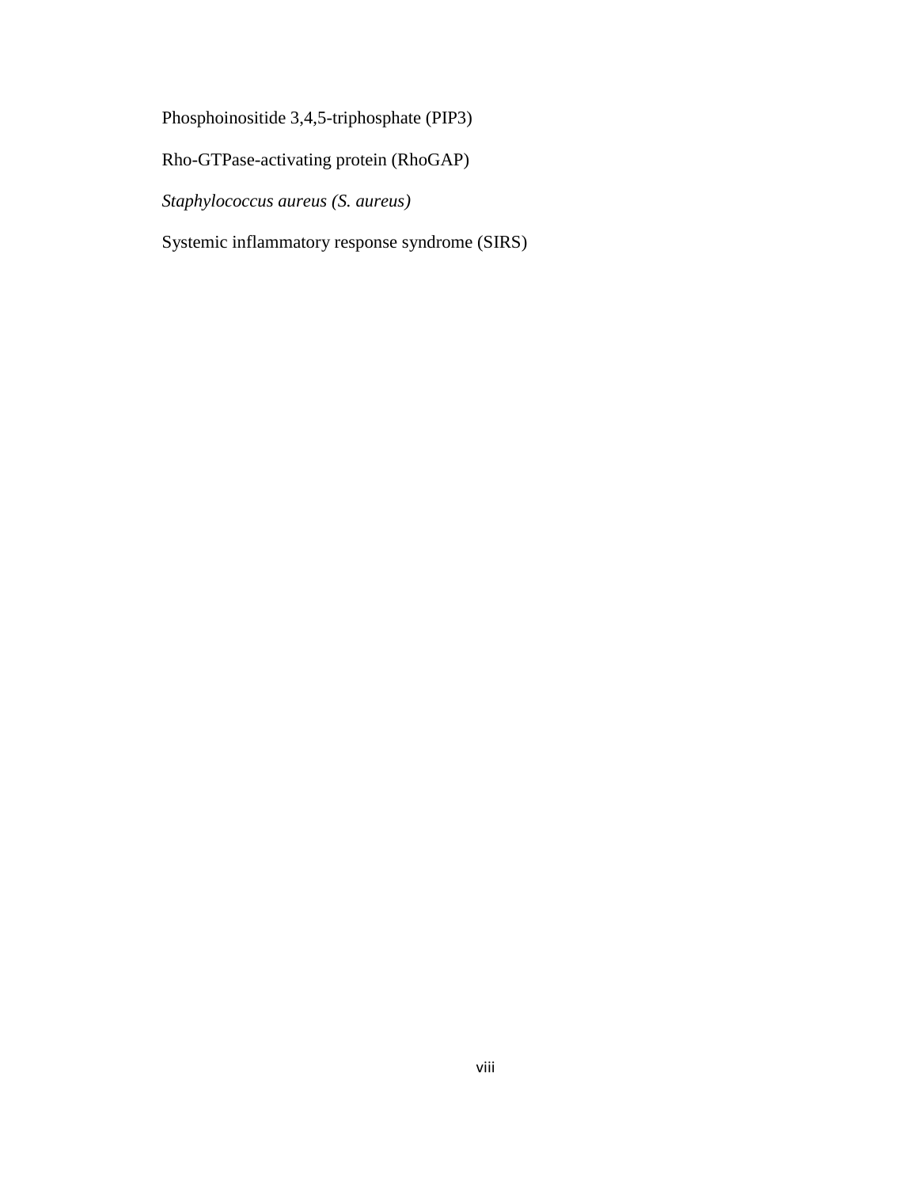Phosphoinositide 3,4,5-triphosphate (PIP3)

Rho-GTPase-activating protein (RhoGAP)

*Staphylococcus aureus (S. aureus)*

Systemic inflammatory response syndrome (SIRS)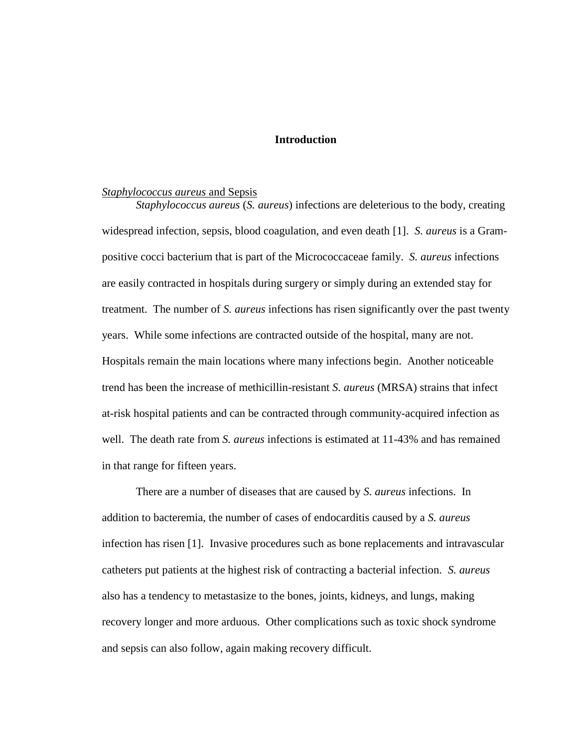# Introduction

*Staphylococcus aureus* and Sepsis

*Staphylococcus aureus* (*S. aureus*) infections are deleterious to the body, creating widespread infection, sepsis, blood coagulation, and even death [1]. *S. aureus* is a Gram-positive cocci bacterium that is part of the Micrococcaceae family. *S. aureus* infections are easily contracted in hospitals during surgery or simply during an extended stay for treatment. The number of *S. aureus* infections has risen significantly over the past twenty years. While some infections are contracted outside of the hospital, many are not. Hospitals remain the main locations where many infections begin. Another noticeable trend has been the increase of methicillin-resistant *S. aureus* (MRSA) strains that infect at-risk hospital patients and can be contracted through community-acquired infection as well. The death rate from *S. aureus* infections is estimated at 11-43% and has remained in that range for fifteen years.

There are a number of diseases that are caused by *S. aureus* infections. In addition to bacteremia, the number of cases of endocarditis caused by a *S. aureus* infection has risen [1]. Invasive procedures such as bone replacements and intravascular catheters put patients at the highest risk of contracting a bacterial infection. *S. aureus* also has a tendency to metastasize to the bones, joints, kidneys, and lungs, making recovery longer and more arduous. Other complications such as toxic shock syndrome and sepsis can also follow, again making recovery difficult.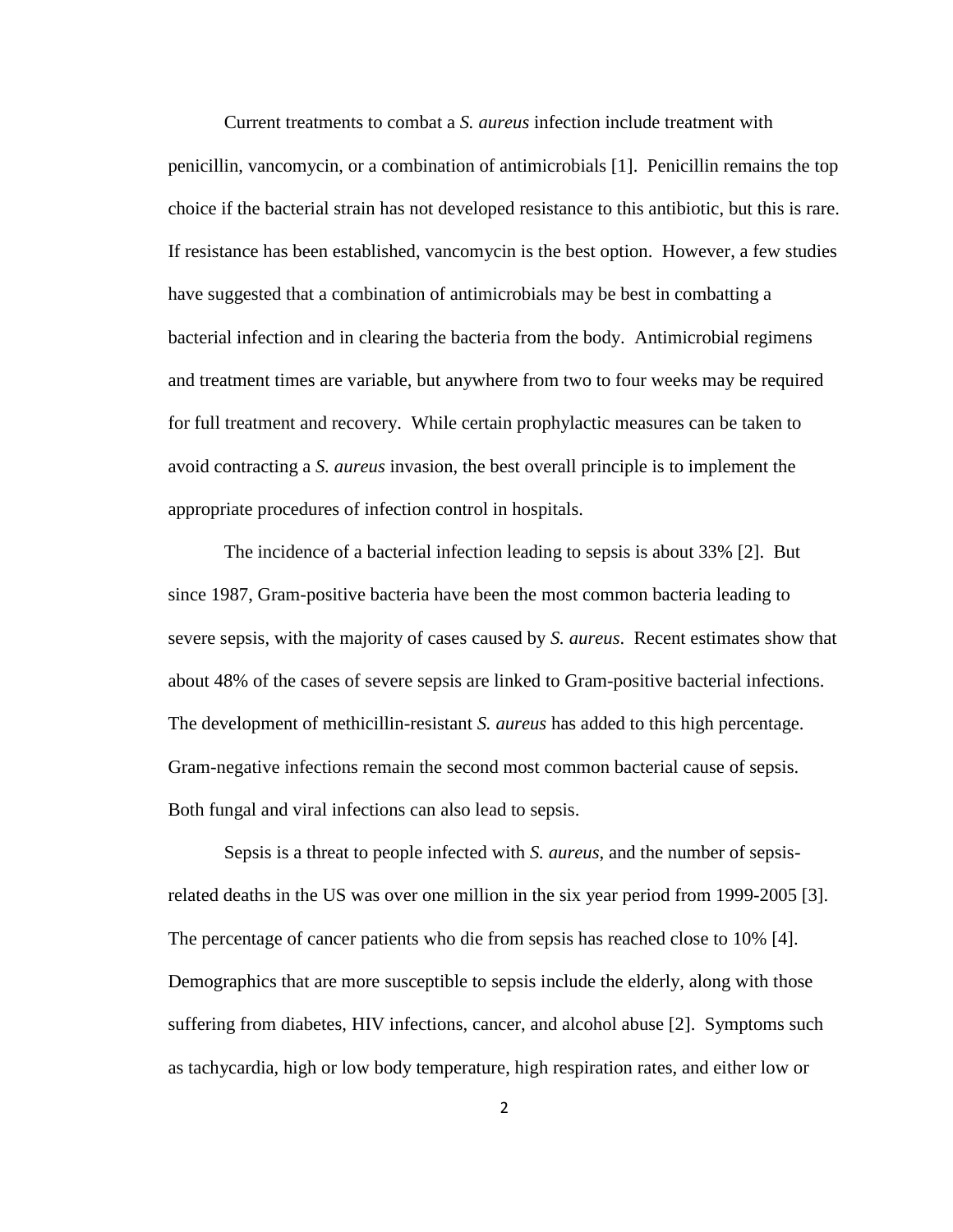Current treatments to combat a *S. aureus* infection include treatment with penicillin, vancomycin, or a combination of antimicrobials [1]. Penicillin remains the top choice if the bacterial strain has not developed resistance to this antibiotic, but this is rare. If resistance has been established, vancomycin is the best option. However, a few studies have suggested that a combination of antimicrobials may be best in combatting a bacterial infection and in clearing the bacteria from the body. Antimicrobial regimens and treatment times are variable, but anywhere from two to four weeks may be required for full treatment and recovery. While certain prophylactic measures can be taken to avoid contracting a *S. aureus* invasion, the best overall principle is to implement the appropriate procedures of infection control in hospitals.

The incidence of a bacterial infection leading to sepsis is about 33% [2]. But since 1987, Gram-positive bacteria have been the most common bacteria leading to severe sepsis, with the majority of cases caused by *S. aureus*. Recent estimates show that about 48% of the cases of severe sepsis are linked to Gram-positive bacterial infections. The development of methicillin-resistant *S. aureus* has added to this high percentage. Gram-negative infections remain the second most common bacterial cause of sepsis. Both fungal and viral infections can also lead to sepsis.

Sepsis is a threat to people infected with *S. aureus*, and the number of sepsis-related deaths in the US was over one million in the six year period from 1999-2005 [3]. The percentage of cancer patients who die from sepsis has reached close to 10% [4]. Demographics that are more susceptible to sepsis include the elderly, along with those suffering from diabetes, HIV infections, cancer, and alcohol abuse [2]. Symptoms such as tachycardia, high or low body temperature, high respiration rates, and either low or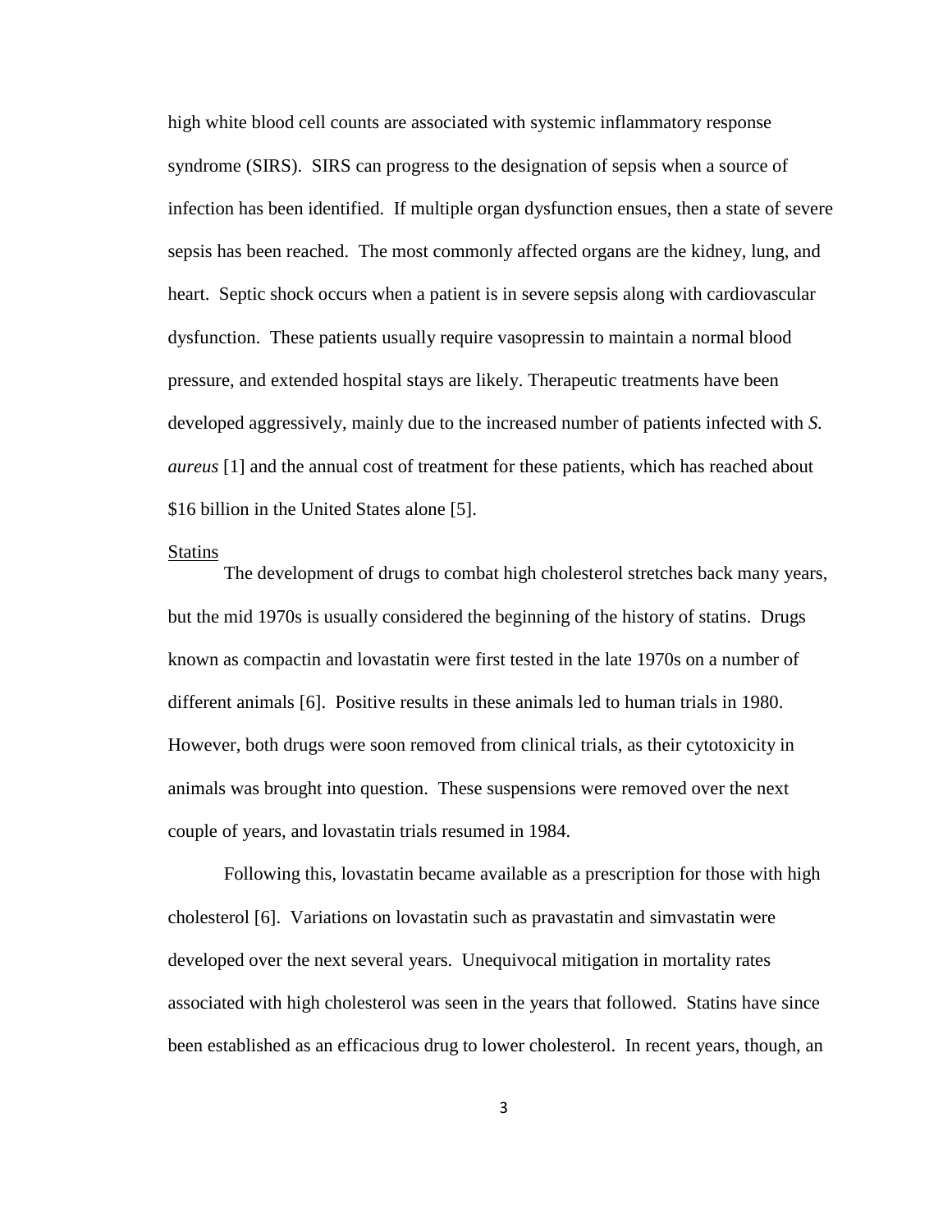high white blood cell counts are associated with systemic inflammatory response syndrome (SIRS). SIRS can progress to the designation of sepsis when a source of infection has been identified. If multiple organ dysfunction ensues, then a state of severe sepsis has been reached. The most commonly affected organs are the kidney, lung, and heart. Septic shock occurs when a patient is in severe sepsis along with cardiovascular dysfunction. These patients usually require vasopressin to maintain a normal blood pressure, and extended hospital stays are likely. Therapeutic treatments have been developed aggressively, mainly due to the increased number of patients infected with *S. aureus* [1] and the annual cost of treatment for these patients, which has reached about $16 billion in the United States alone [5].

### Statins

The development of drugs to combat high cholesterol stretches back many years, but the mid 1970s is usually considered the beginning of the history of statins. Drugs known as compactin and lovastatin were first tested in the late 1970s on a number of different animals [6]. Positive results in these animals led to human trials in 1980. However, both drugs were soon removed from clinical trials, as their cytotoxicity in animals was brought into question. These suspensions were removed over the next couple of years, and lovastatin trials resumed in 1984.

Following this, lovastatin became available as a prescription for those with high cholesterol [6]. Variations on lovastatin such as pravastatin and simvastatin were developed over the next several years. Unequivocal mitigation in mortality rates associated with high cholesterol was seen in the years that followed. Statins have since been established as an efficacious drug to lower cholesterol. In recent years, though, an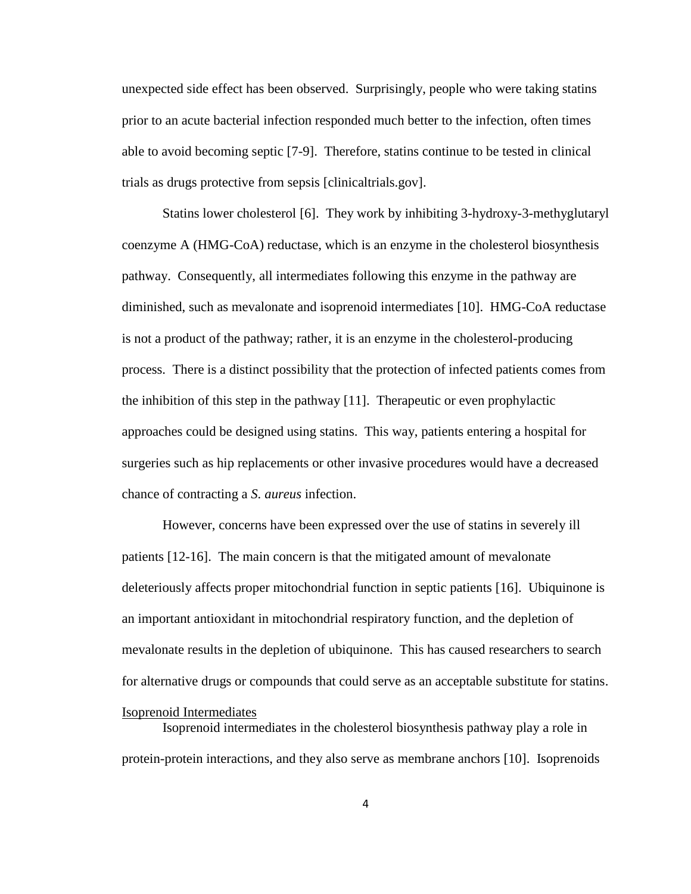unexpected side effect has been observed. Surprisingly, people who were taking statins prior to an acute bacterial infection responded much better to the infection, often times able to avoid becoming septic [7-9]. Therefore, statins continue to be tested in clinical trials as drugs protective from sepsis [clinicaltrials.gov].

Statins lower cholesterol [6]. They work by inhibiting 3-hydroxy-3-methyglutaryl coenzyme A (HMG-CoA) reductase, which is an enzyme in the cholesterol biosynthesis pathway. Consequently, all intermediates following this enzyme in the pathway are diminished, such as mevalonate and isoprenoid intermediates [10]. HMG-CoA reductase is not a product of the pathway; rather, it is an enzyme in the cholesterol-producing process. There is a distinct possibility that the protection of infected patients comes from the inhibition of this step in the pathway [11]. Therapeutic or even prophylactic approaches could be designed using statins. This way, patients entering a hospital for surgeries such as hip replacements or other invasive procedures would have a decreased chance of contracting a *S. aureus* infection.

However, concerns have been expressed over the use of statins in severely ill patients [12-16]. The main concern is that the mitigated amount of mevalonate deleteriously affects proper mitochondrial function in septic patients [16]. Ubiquinone is an important antioxidant in mitochondrial respiratory function, and the depletion of mevalonate results in the depletion of ubiquinone. This has caused researchers to search for alternative drugs or compounds that could serve as an acceptable substitute for statins.

### Isoprenoid Intermediates

Isoprenoid intermediates in the cholesterol biosynthesis pathway play a role in protein-protein interactions, and they also serve as membrane anchors [10]. Isoprenoids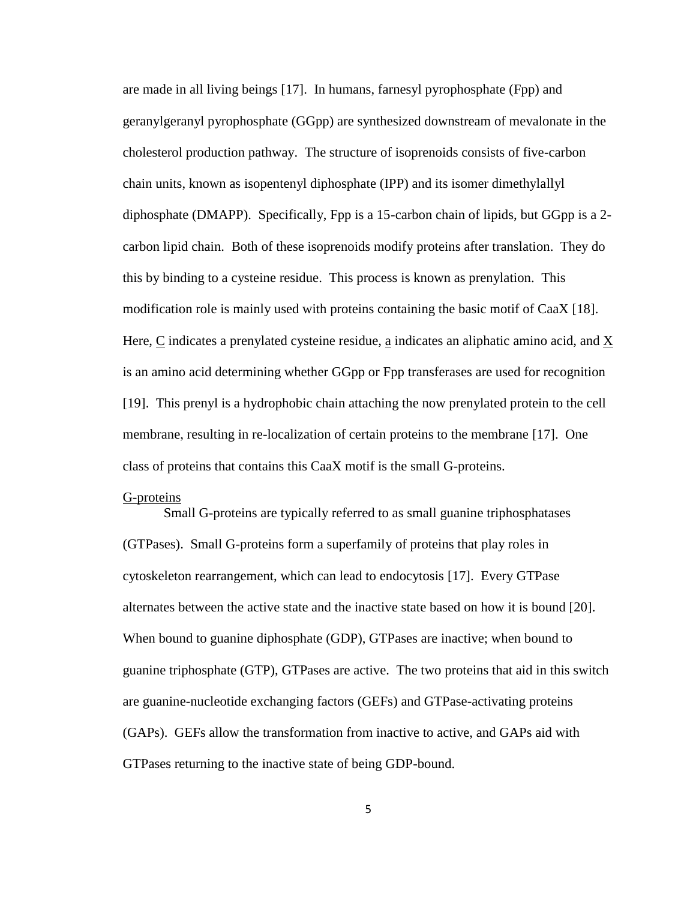are made in all living beings [17]. In humans, farnesyl pyrophosphate (Fpp) and geranylgeranyl pyrophosphate (GGpp) are synthesized downstream of mevalonate in the cholesterol production pathway. The structure of isoprenoids consists of five-carbon chain units, known as isopentenyl diphosphate (IPP) and its isomer dimethylallyl diphosphate (DMAPP). Specifically, Fpp is a 15-carbon chain of lipids, but GGpp is a 2-carbon lipid chain. Both of these isoprenoids modify proteins after translation. They do this by binding to a cysteine residue. This process is known as prenylation. This modification role is mainly used with proteins containing the basic motif of CaaX [18]. Here, C indicates a prenylated cysteine residue, a indicates an aliphatic amino acid, and X is an amino acid determining whether GGpp or Fpp transferases are used for recognition [19]. This prenyl is a hydrophobic chain attaching the now prenylated protein to the cell membrane, resulting in re-localization of certain proteins to the membrane [17]. One class of proteins that contains this CaaX motif is the small G-proteins.

G-proteins

Small G-proteins are typically referred to as small guanine triphosphatases (GTPases). Small G-proteins form a superfamily of proteins that play roles in cytoskeleton rearrangement, which can lead to endocytosis [17]. Every GTPase alternates between the active state and the inactive state based on how it is bound [20]. When bound to guanine diphosphate (GDP), GTPases are inactive; when bound to guanine triphosphate (GTP), GTPases are active. The two proteins that aid in this switch are guanine-nucleotide exchanging factors (GEFs) and GTPase-activating proteins (GAPs). GEFs allow the transformation from inactive to active, and GAPs aid with GTPases returning to the inactive state of being GDP-bound.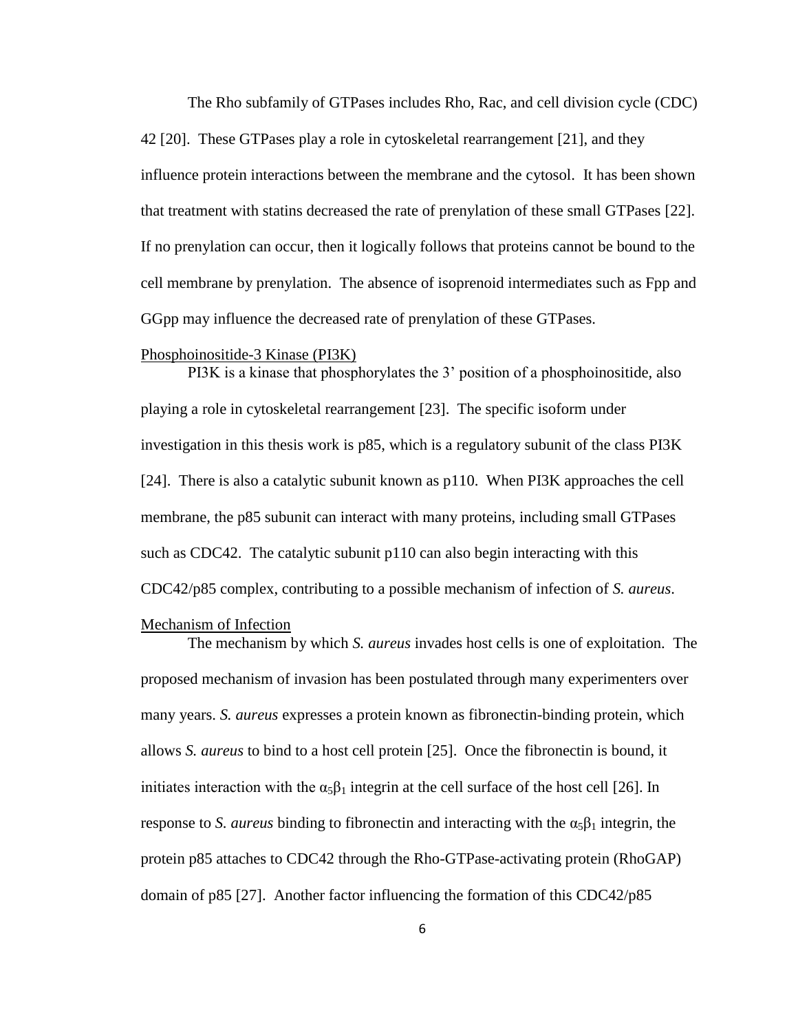The Rho subfamily of GTPases includes Rho, Rac, and cell division cycle (CDC) 42 [20]. These GTPases play a role in cytoskeletal rearrangement [21], and they influence protein interactions between the membrane and the cytosol. It has been shown that treatment with statins decreased the rate of prenylation of these small GTPases [22]. If no prenylation can occur, then it logically follows that proteins cannot be bound to the cell membrane by prenylation. The absence of isoprenoid intermediates such as Fpp and GGpp may influence the decreased rate of prenylation of these GTPases.

Phosphoinositide-3 Kinase (PI3K)

PI3K is a kinase that phosphorylates the 3' position of a phosphoinositide, also playing a role in cytoskeletal rearrangement [23]. The specific isoform under investigation in this thesis work is p85, which is a regulatory subunit of the class PI3K [24]. There is also a catalytic subunit known as p110. When PI3K approaches the cell membrane, the p85 subunit can interact with many proteins, including small GTPases such as CDC42. The catalytic subunit p110 can also begin interacting with this CDC42/p85 complex, contributing to a possible mechanism of infection of *S. aureus*.

Mechanism of Infection

The mechanism by which *S. aureus* invades host cells is one of exploitation. The proposed mechanism of invasion has been postulated through many experimenters over many years. *S. aureus* expresses a protein known as fibronectin-binding protein, which allows *S. aureus* to bind to a host cell protein [25]. Once the fibronectin is bound, it initiates interaction with the $\alpha_5\beta_1$ integrin at the cell surface of the host cell [26]. In response to *S. aureus* binding to fibronectin and interacting with the $\alpha_5\beta_1$ integrin, the protein p85 attaches to CDC42 through the Rho-GTPase-activating protein (RhoGAP) domain of p85 [27]. Another factor influencing the formation of this CDC42/p85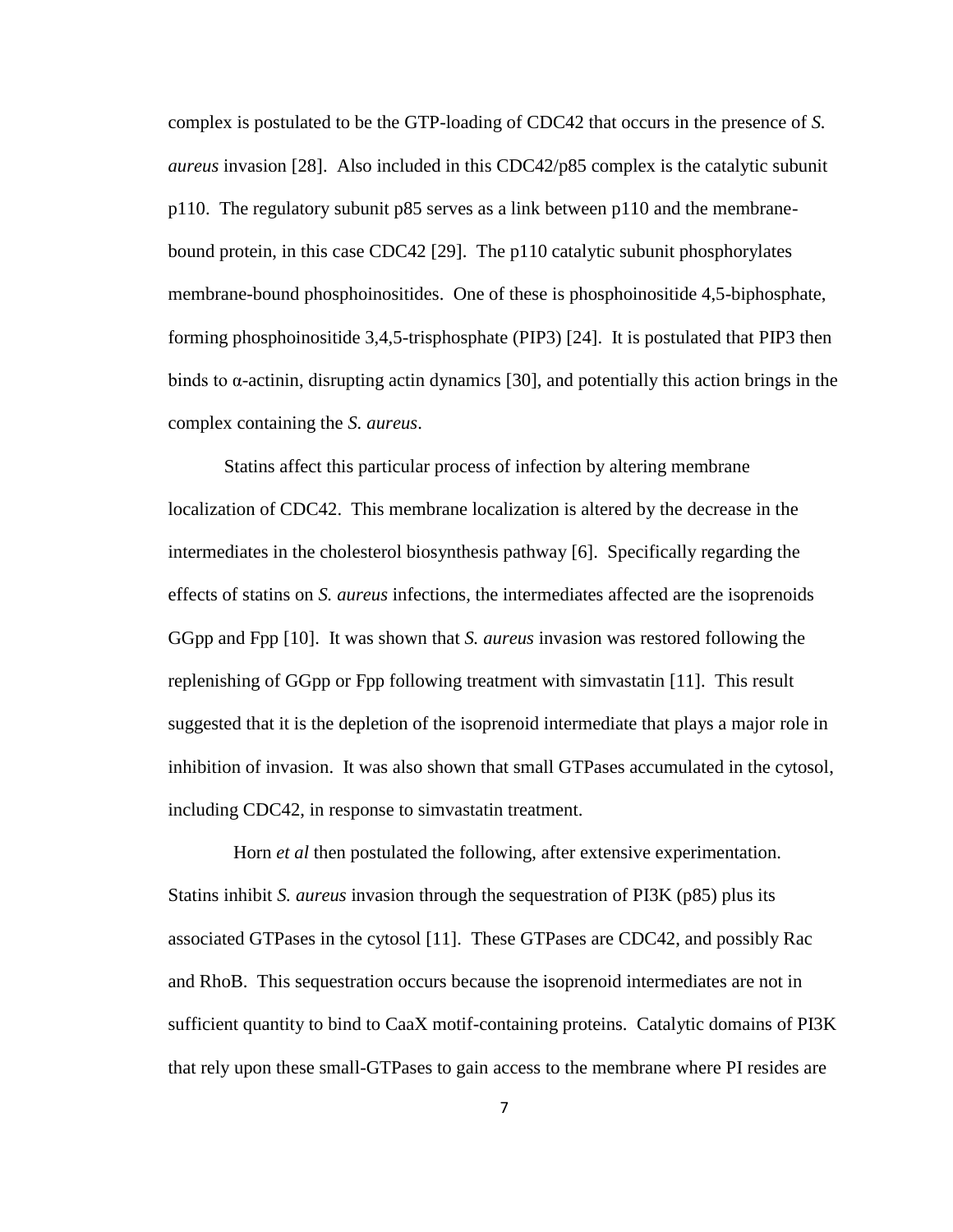complex is postulated to be the GTP-loading of CDC42 that occurs in the presence of *S. aureus* invasion [28]. Also included in this CDC42/p85 complex is the catalytic subunit p110. The regulatory subunit p85 serves as a link between p110 and the membrane-bound protein, in this case CDC42 [29]. The p110 catalytic subunit phosphorylates membrane-bound phosphoinositides. One of these is phosphoinositide 4,5-biphosphate, forming phosphoinositide 3,4,5-trisphosphate (PIP3) [24]. It is postulated that PIP3 then binds to α-actinin, disrupting actin dynamics [30], and potentially this action brings in the complex containing the *S. aureus*.

Statins affect this particular process of infection by altering membrane localization of CDC42. This membrane localization is altered by the decrease in the intermediates in the cholesterol biosynthesis pathway [6]. Specifically regarding the effects of statins on *S. aureus* infections, the intermediates affected are the isoprenoids GGpp and Fpp [10]. It was shown that *S. aureus* invasion was restored following the replenishing of GGpp or Fpp following treatment with simvastatin [11]. This result suggested that it is the depletion of the isoprenoid intermediate that plays a major role in inhibition of invasion. It was also shown that small GTPases accumulated in the cytosol, including CDC42, in response to simvastatin treatment.

Horn *et al* then postulated the following, after extensive experimentation. Statins inhibit *S. aureus* invasion through the sequestration of PI3K (p85) plus its associated GTPases in the cytosol [11]. These GTPases are CDC42, and possibly Rac and RhoB. This sequestration occurs because the isoprenoid intermediates are not in sufficient quantity to bind to CaaX motif-containing proteins. Catalytic domains of PI3K that rely upon these small-GTPases to gain access to the membrane where PI resides are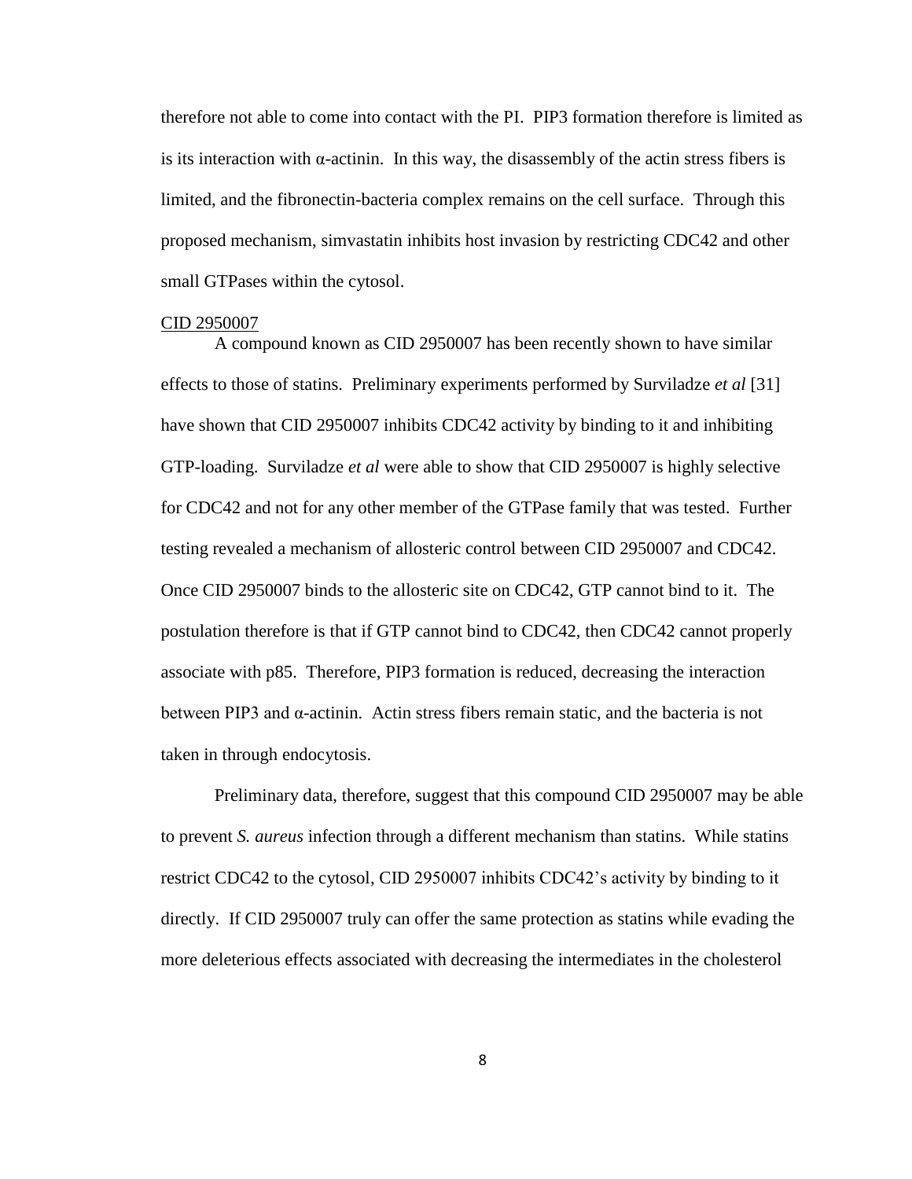therefore not able to come into contact with the PI. PIP3 formation therefore is limited as is its interaction with α-actinin. In this way, the disassembly of the actin stress fibers is limited, and the fibronectin-bacteria complex remains on the cell surface. Through this proposed mechanism, simvastatin inhibits host invasion by restricting CDC42 and other small GTPases within the cytosol.

<u>CID 2950007</u>

A compound known as CID 2950007 has been recently shown to have similar effects to those of statins. Preliminary experiments performed by Surviladze *et al* [31] have shown that CID 2950007 inhibits CDC42 activity by binding to it and inhibiting GTP-loading. Surviladze *et al* were able to show that CID 2950007 is highly selective for CDC42 and not for any other member of the GTPase family that was tested. Further testing revealed a mechanism of allosteric control between CID 2950007 and CDC42. Once CID 2950007 binds to the allosteric site on CDC42, GTP cannot bind to it. The postulation therefore is that if GTP cannot bind to CDC42, then CDC42 cannot properly associate with p85. Therefore, PIP3 formation is reduced, decreasing the interaction between PIP3 and α-actinin. Actin stress fibers remain static, and the bacteria is not taken in through endocytosis.

Preliminary data, therefore, suggest that this compound CID 2950007 may be able to prevent *S. aureus* infection through a different mechanism than statins. While statins restrict CDC42 to the cytosol, CID 2950007 inhibits CDC42's activity by binding to it directly. If CID 2950007 truly can offer the same protection as statins while evading the more deleterious effects associated with decreasing the intermediates in the cholesterol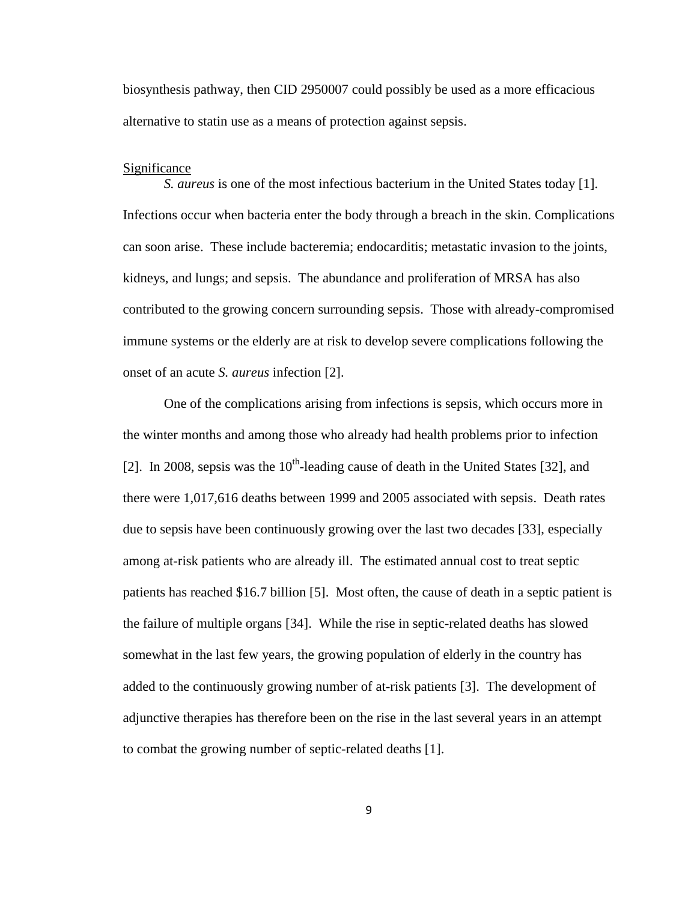biosynthesis pathway, then CID 2950007 could possibly be used as a more efficacious alternative to statin use as a means of protection against sepsis.

## Significance

*S. aureus* is one of the most infectious bacterium in the United States today [1]. Infections occur when bacteria enter the body through a breach in the skin. Complications can soon arise. These include bacteremia; endocarditis; metastatic invasion to the joints, kidneys, and lungs; and sepsis. The abundance and proliferation of MRSA has also contributed to the growing concern surrounding sepsis. Those with already-compromised immune systems or the elderly are at risk to develop severe complications following the onset of an acute *S. aureus* infection [2].

One of the complications arising from infections is sepsis, which occurs more in the winter months and among those who already had health problems prior to infection [2]. In 2008, sepsis was the 10$^{th}$-leading cause of death in the United States [32], and there were 1,017,616 deaths between 1999 and 2005 associated with sepsis. Death rates due to sepsis have been continuously growing over the last two decades [33], especially among at-risk patients who are already ill. The estimated annual cost to treat septic patients has reached $16.7 billion [5]. Most often, the cause of death in a septic patient is the failure of multiple organs [34]. While the rise in septic-related deaths has slowed somewhat in the last few years, the growing population of elderly in the country has added to the continuously growing number of at-risk patients [3]. The development of adjunctive therapies has therefore been on the rise in the last several years in an attempt to combat the growing number of septic-related deaths [1].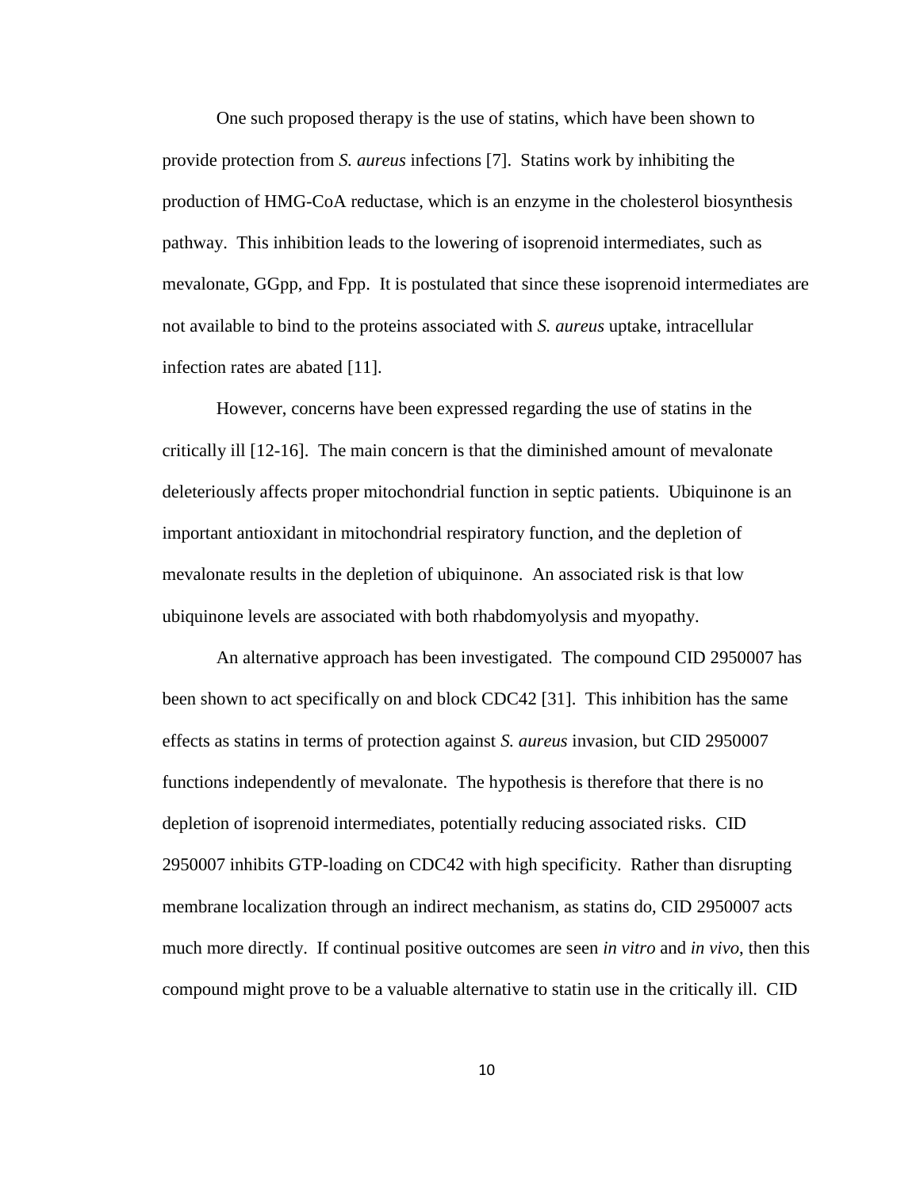One such proposed therapy is the use of statins, which have been shown to provide protection from *S. aureus* infections [7]. Statins work by inhibiting the production of HMG-CoA reductase, which is an enzyme in the cholesterol biosynthesis pathway. This inhibition leads to the lowering of isoprenoid intermediates, such as mevalonate, GGpp, and Fpp. It is postulated that since these isoprenoid intermediates are not available to bind to the proteins associated with *S. aureus* uptake, intracellular infection rates are abated [11].

However, concerns have been expressed regarding the use of statins in the critically ill [12-16]. The main concern is that the diminished amount of mevalonate deleteriously affects proper mitochondrial function in septic patients. Ubiquinone is an important antioxidant in mitochondrial respiratory function, and the depletion of mevalonate results in the depletion of ubiquinone. An associated risk is that low ubiquinone levels are associated with both rhabdomyolysis and myopathy.

An alternative approach has been investigated. The compound CID 2950007 has been shown to act specifically on and block CDC42 [31]. This inhibition has the same effects as statins in terms of protection against *S. aureus* invasion, but CID 2950007 functions independently of mevalonate. The hypothesis is therefore that there is no depletion of isoprenoid intermediates, potentially reducing associated risks. CID 2950007 inhibits GTP-loading on CDC42 with high specificity. Rather than disrupting membrane localization through an indirect mechanism, as statins do, CID 2950007 acts much more directly. If continual positive outcomes are seen *in vitro* and *in vivo*, then this compound might prove to be a valuable alternative to statin use in the critically ill. CID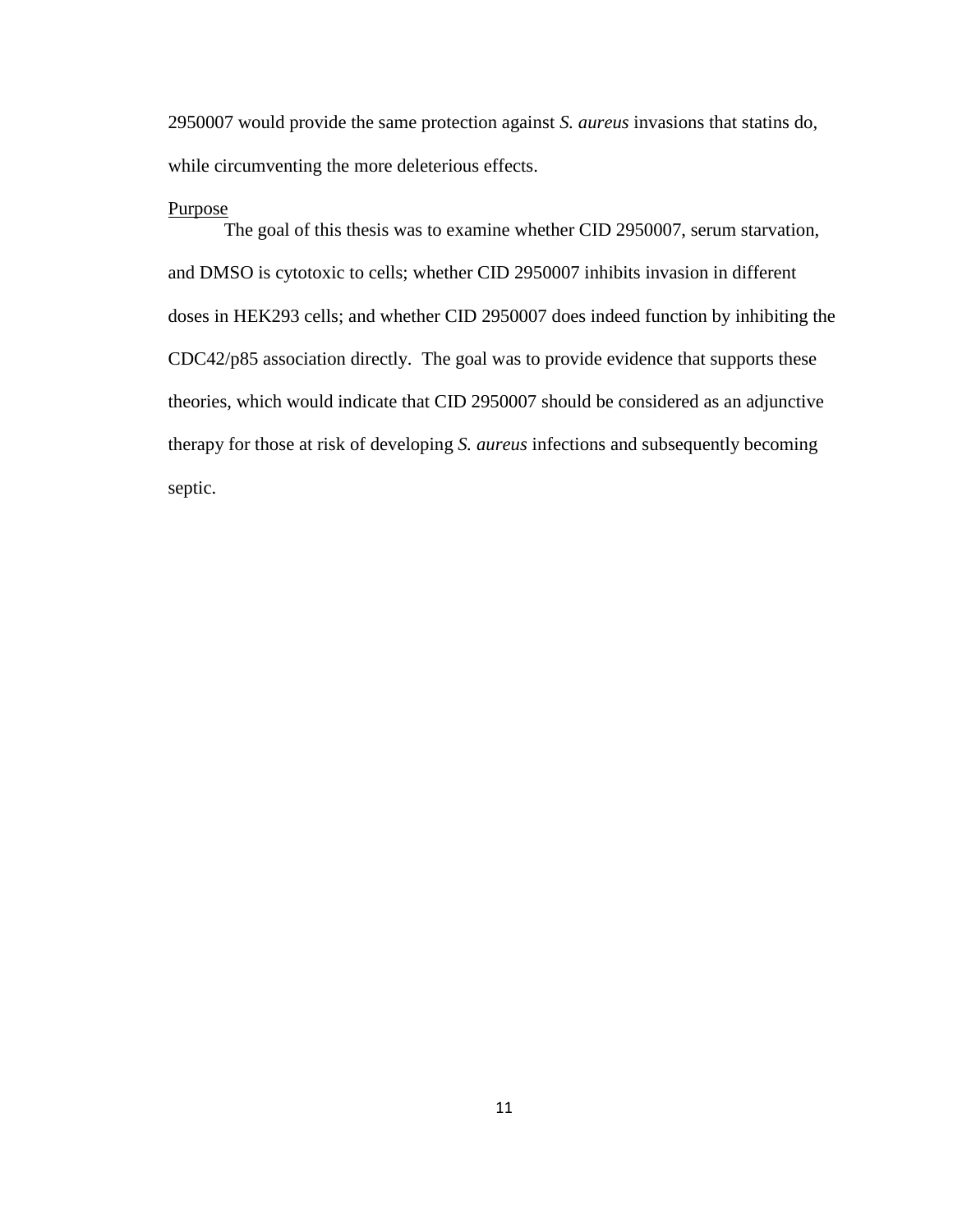2950007 would provide the same protection against *S. aureus* invasions that statins do, while circumventing the more deleterious effects.

## Purpose

The goal of this thesis was to examine whether CID 2950007, serum starvation, and DMSO is cytotoxic to cells; whether CID 2950007 inhibits invasion in different doses in HEK293 cells; and whether CID 2950007 does indeed function by inhibiting the CDC42/p85 association directly. The goal was to provide evidence that supports these theories, which would indicate that CID 2950007 should be considered as an adjunctive therapy for those at risk of developing *S. aureus* infections and subsequently becoming septic.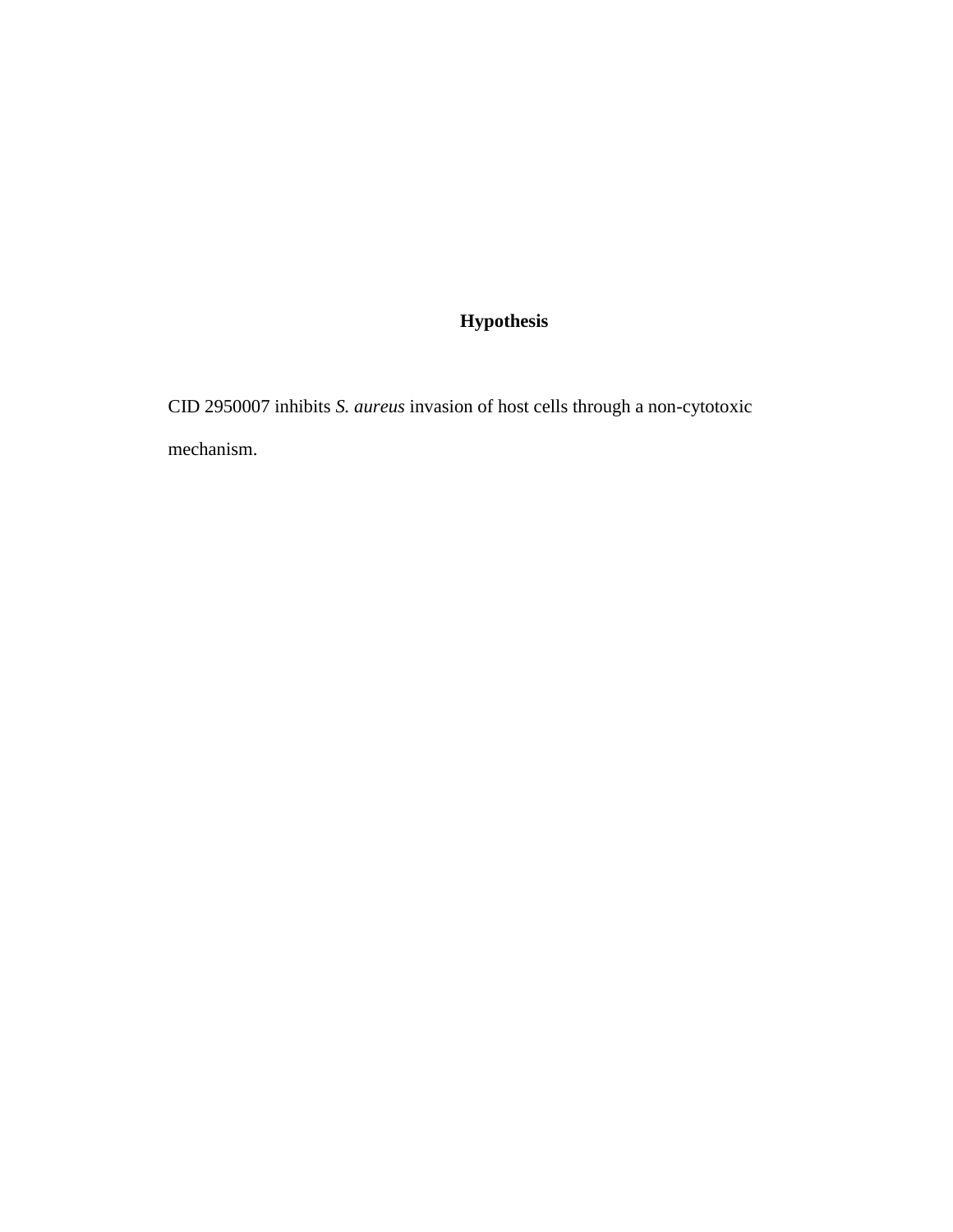# Hypothesis

CID 2950007 inhibits *S. aureus* invasion of host cells through a non-cytotoxic mechanism.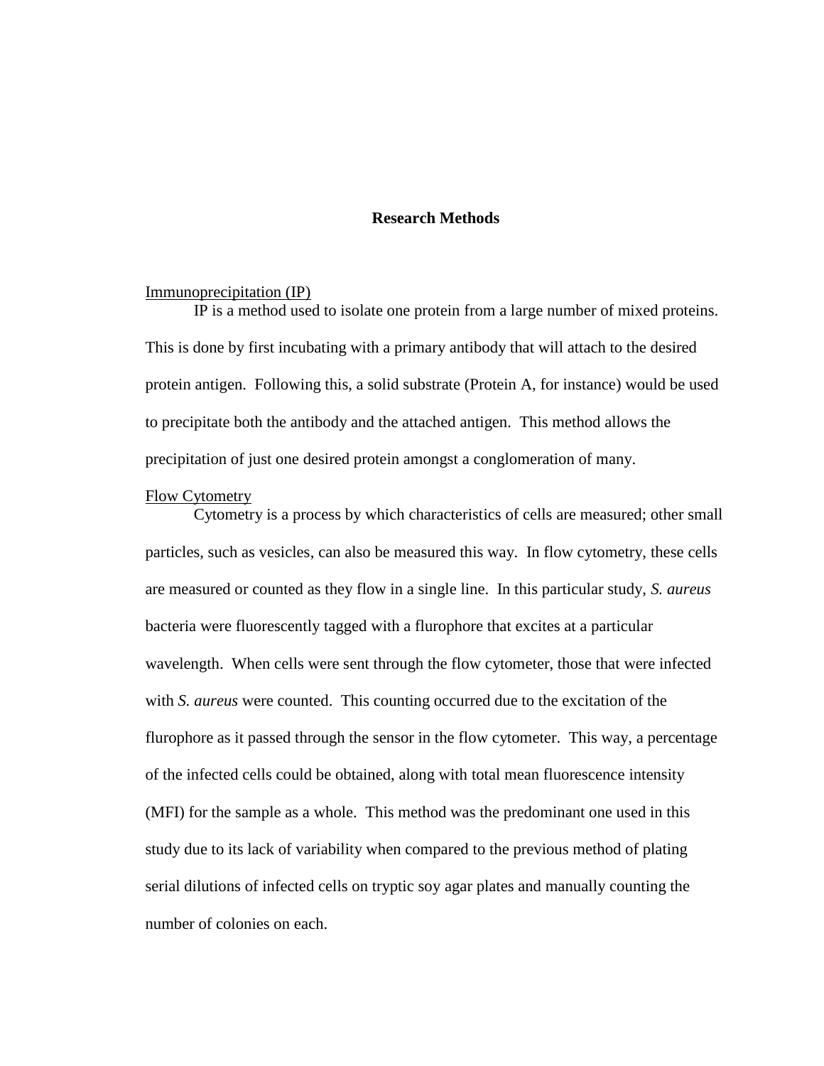## Research Methods

<u>Immunoprecipitation (IP)</u>

IP is a method used to isolate one protein from a large number of mixed proteins. This is done by first incubating with a primary antibody that will attach to the desired protein antigen. Following this, a solid substrate (Protein A, for instance) would be used to precipitate both the antibody and the attached antigen. This method allows the precipitation of just one desired protein amongst a conglomeration of many.

<u>Flow Cytometry</u>

Cytometry is a process by which characteristics of cells are measured; other small particles, such as vesicles, can also be measured this way. In flow cytometry, these cells are measured or counted as they flow in a single line. In this particular study, *S. aureus* bacteria were fluorescently tagged with a flurophore that excites at a particular wavelength. When cells were sent through the flow cytometer, those that were infected with *S. aureus* were counted. This counting occurred due to the excitation of the flurophore as it passed through the sensor in the flow cytometer. This way, a percentage of the infected cells could be obtained, along with total mean fluorescence intensity (MFI) for the sample as a whole. This method was the predominant one used in this study due to its lack of variability when compared to the previous method of plating serial dilutions of infected cells on tryptic soy agar plates and manually counting the number of colonies on each.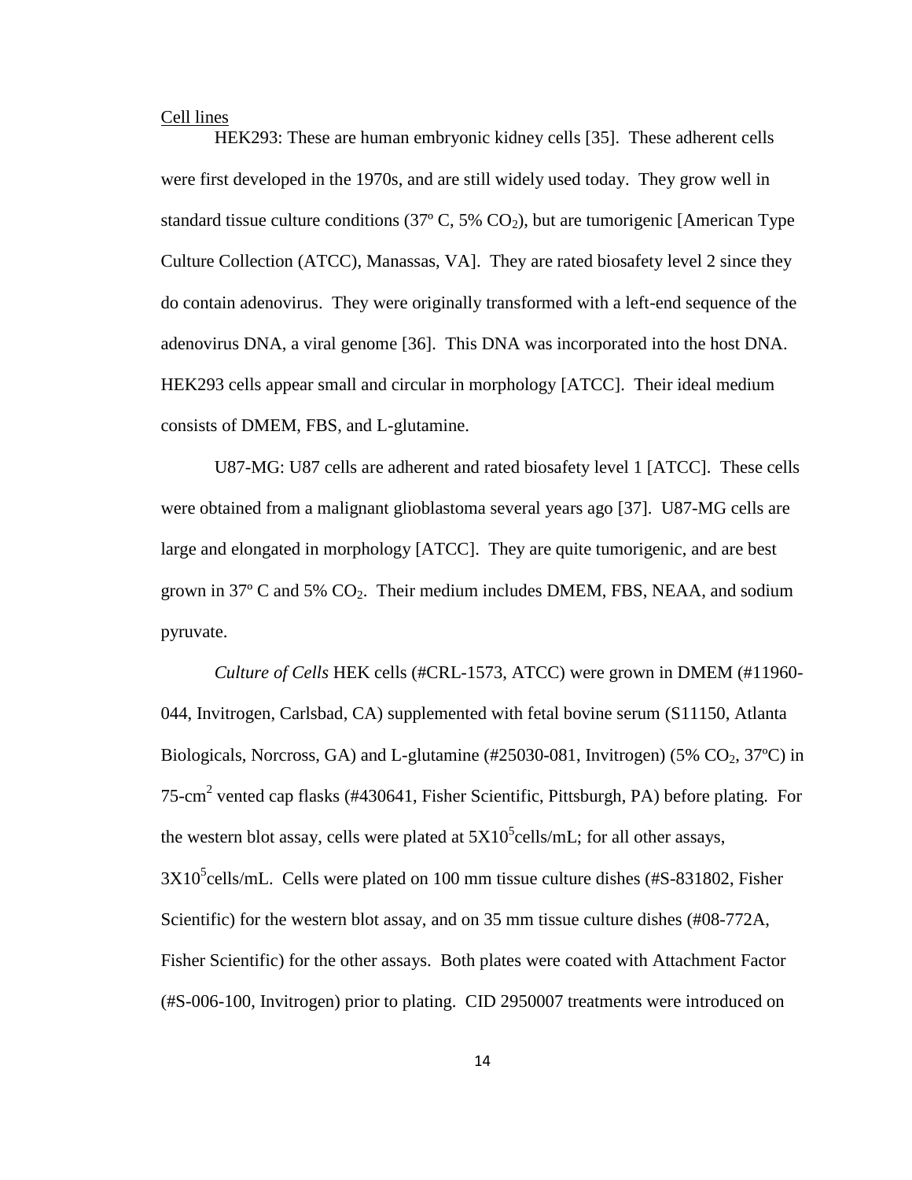Cell lines

HEK293: These are human embryonic kidney cells [35]. These adherent cells were first developed in the 1970s, and are still widely used today. They grow well in standard tissue culture conditions (37º C, 5% $CO_2$), but are tumorigenic [American Type Culture Collection (ATCC), Manassas, VA]. They are rated biosafety level 2 since they do contain adenovirus. They were originally transformed with a left-end sequence of the adenovirus DNA, a viral genome [36]. This DNA was incorporated into the host DNA. HEK293 cells appear small and circular in morphology [ATCC]. Their ideal medium consists of DMEM, FBS, and L-glutamine.

U87-MG: U87 cells are adherent and rated biosafety level 1 [ATCC]. These cells were obtained from a malignant glioblastoma several years ago [37]. U87-MG cells are large and elongated in morphology [ATCC]. They are quite tumorigenic, and are best grown in 37º C and 5% $CO_2$. Their medium includes DMEM, FBS, NEAA, and sodium pyruvate.

*Culture of Cells* HEK cells (#CRL-1573, ATCC) were grown in DMEM (#11960-044, Invitrogen, Carlsbad, CA) supplemented with fetal bovine serum (S11150, Atlanta Biologicals, Norcross, GA) and L-glutamine (#25030-081, Invitrogen) (5% $CO_2$, 37ºC) in 75-$cm^2$ vented cap flasks (#430641, Fisher Scientific, Pittsburgh, PA) before plating. For the western blot assay, cells were plated at $5X10^5$cells/mL; for all other assays, $3X10^5$cells/mL. Cells were plated on 100 mm tissue culture dishes (#S-831802, Fisher Scientific) for the western blot assay, and on 35 mm tissue culture dishes (#08-772A, Fisher Scientific) for the other assays. Both plates were coated with Attachment Factor (#S-006-100, Invitrogen) prior to plating. CID 2950007 treatments were introduced on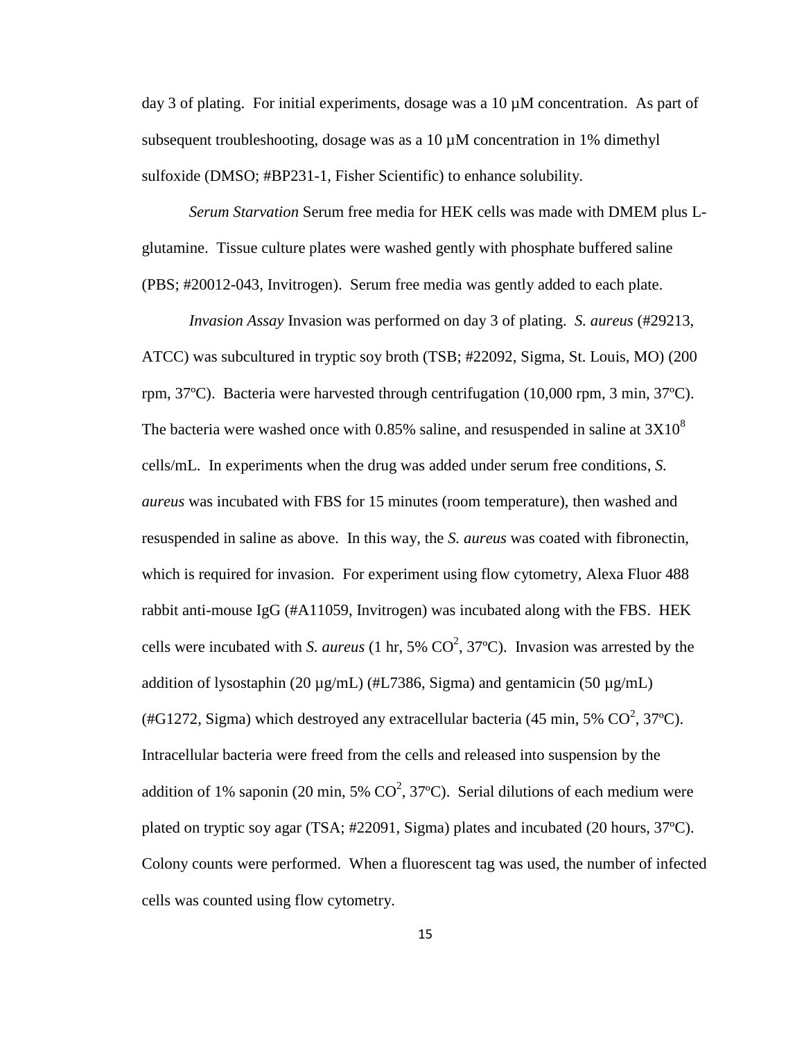day 3 of plating. For initial experiments, dosage was a 10 µM concentration. As part of subsequent troubleshooting, dosage was as a 10 µM concentration in 1% dimethyl sulfoxide (DMSO; #BP231-1, Fisher Scientific) to enhance solubility.

*Serum Starvation* Serum free media for HEK cells was made with DMEM plus L-glutamine. Tissue culture plates were washed gently with phosphate buffered saline (PBS; #20012-043, Invitrogen). Serum free media was gently added to each plate.

*Invasion Assay* Invasion was performed on day 3 of plating. *S. aureus* (#29213, ATCC) was subcultured in tryptic soy broth (TSB; #22092, Sigma, St. Louis, MO) (200 rpm, 37ºC). Bacteria were harvested through centrifugation (10,000 rpm, 3 min, 37ºC). The bacteria were washed once with 0.85% saline, and resuspended in saline at $3X10^8$ cells/mL. In experiments when the drug was added under serum free conditions, *S. aureus* was incubated with FBS for 15 minutes (room temperature), then washed and resuspended in saline as above. In this way, the *S. aureus* was coated with fibronectin, which is required for invasion. For experiment using flow cytometry, Alexa Fluor 488 rabbit anti-mouse IgG (#A11059, Invitrogen) was incubated along with the FBS. HEK cells were incubated with *S. aureus* (1 hr, 5% $CO^2$, 37ºC). Invasion was arrested by the addition of lysostaphin (20 µg/mL) (#L7386, Sigma) and gentamicin (50 µg/mL) (#G1272, Sigma) which destroyed any extracellular bacteria (45 min, 5% $CO^2$, 37ºC). Intracellular bacteria were freed from the cells and released into suspension by the addition of 1% saponin (20 min, 5% $CO^2$, 37ºC). Serial dilutions of each medium were plated on tryptic soy agar (TSA; #22091, Sigma) plates and incubated (20 hours, 37ºC). Colony counts were performed. When a fluorescent tag was used, the number of infected cells was counted using flow cytometry.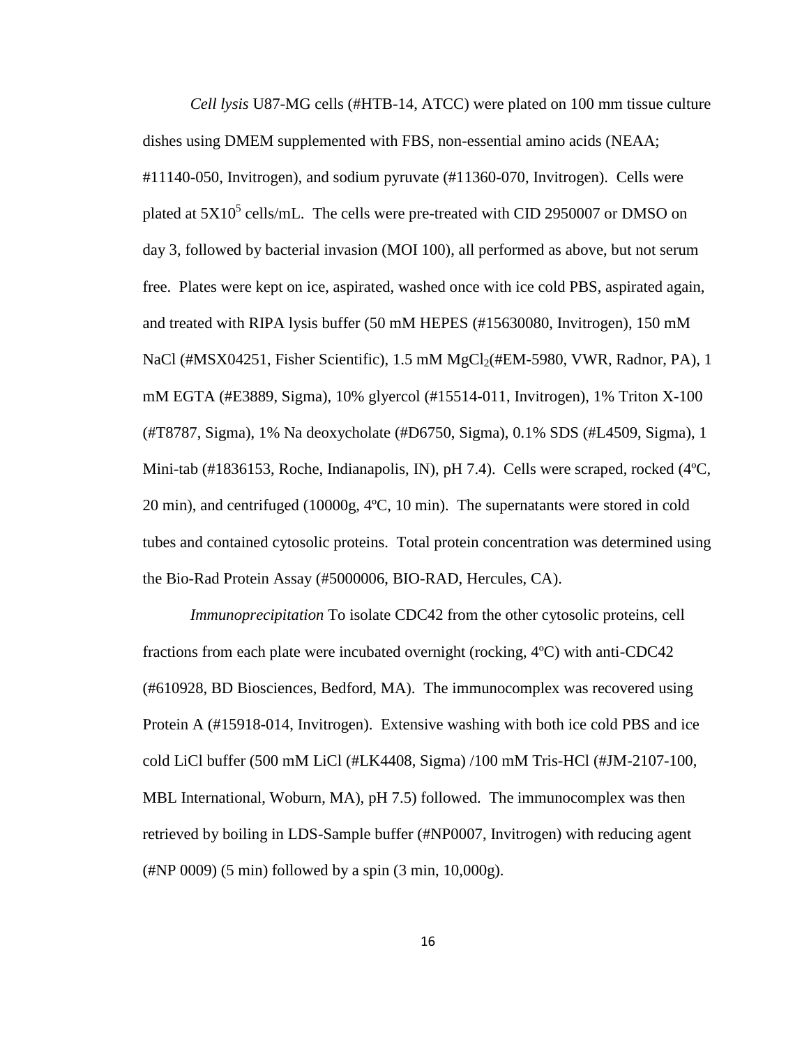*Cell lysis* U87-MG cells (#HTB-14, ATCC) were plated on 100 mm tissue culture dishes using DMEM supplemented with FBS, non-essential amino acids (NEAA; #11140-050, Invitrogen), and sodium pyruvate (#11360-070, Invitrogen). Cells were plated at $5X10^5$ cells/mL. The cells were pre-treated with CID 2950007 or DMSO on day 3, followed by bacterial invasion (MOI 100), all performed as above, but not serum free. Plates were kept on ice, aspirated, washed once with ice cold PBS, aspirated again, and treated with RIPA lysis buffer (50 mM HEPES (#15630080, Invitrogen), 150 mM NaCl (#MSX04251, Fisher Scientific), 1.5 mM $MgCl_2$(#EM-5980, VWR, Radnor, PA), 1 mM EGTA (#E3889, Sigma), 10% glyercol (#15514-011, Invitrogen), 1% Triton X-100 (#T8787, Sigma), 1% Na deoxycholate (#D6750, Sigma), 0.1% SDS (#L4509, Sigma), 1 Mini-tab (#1836153, Roche, Indianapolis, IN), pH 7.4). Cells were scraped, rocked (4ºC, 20 min), and centrifuged (10000g, 4ºC, 10 min). The supernatants were stored in cold tubes and contained cytosolic proteins. Total protein concentration was determined using the Bio-Rad Protein Assay (#5000006, BIO-RAD, Hercules, CA).

*Immunoprecipitation* To isolate CDC42 from the other cytosolic proteins, cell fractions from each plate were incubated overnight (rocking, 4ºC) with anti-CDC42 (#610928, BD Biosciences, Bedford, MA). The immunocomplex was recovered using Protein A (#15918-014, Invitrogen). Extensive washing with both ice cold PBS and ice cold LiCl buffer (500 mM LiCl (#LK4408, Sigma) /100 mM Tris-HCl (#JM-2107-100, MBL International, Woburn, MA), pH 7.5) followed. The immunocomplex was then retrieved by boiling in LDS-Sample buffer (#NP0007, Invitrogen) with reducing agent (#NP 0009) (5 min) followed by a spin (3 min, 10,000g).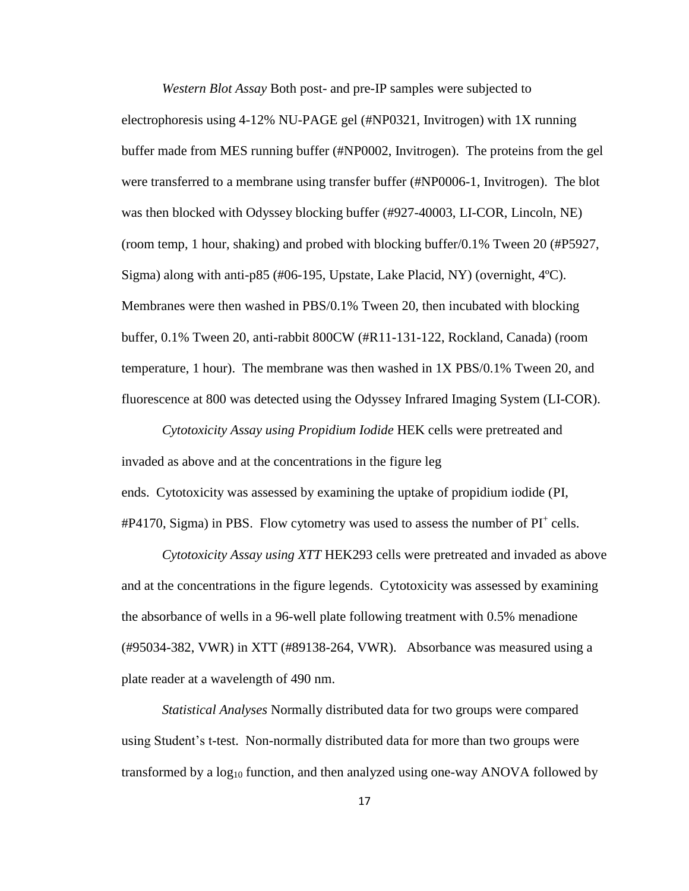*Western Blot Assay* Both post- and pre-IP samples were subjected to electrophoresis using 4-12% NU-PAGE gel (#NP0321, Invitrogen) with 1X running buffer made from MES running buffer (#NP0002, Invitrogen). The proteins from the gel were transferred to a membrane using transfer buffer (#NP0006-1, Invitrogen). The blot was then blocked with Odyssey blocking buffer (#927-40003, LI-COR, Lincoln, NE) (room temp, 1 hour, shaking) and probed with blocking buffer/0.1% Tween 20 (#P5927, Sigma) along with anti-p85 (#06-195, Upstate, Lake Placid, NY) (overnight, 4ºC). Membranes were then washed in PBS/0.1% Tween 20, then incubated with blocking buffer, 0.1% Tween 20, anti-rabbit 800CW (#R11-131-122, Rockland, Canada) (room temperature, 1 hour). The membrane was then washed in 1X PBS/0.1% Tween 20, and fluorescence at 800 was detected using the Odyssey Infrared Imaging System (LI-COR).

*Cytotoxicity Assay using Propidium Iodide* HEK cells were pretreated and invaded as above and at the concentrations in the figure leg ends. Cytotoxicity was assessed by examining the uptake of propidium iodide (PI, #P4170, Sigma) in PBS. Flow cytometry was used to assess the number of $PI^+$ cells.

*Cytotoxicity Assay using XTT* HEK293 cells were pretreated and invaded as above and at the concentrations in the figure legends. Cytotoxicity was assessed by examining the absorbance of wells in a 96-well plate following treatment with 0.5% menadione (#95034-382, VWR) in XTT (#89138-264, VWR). Absorbance was measured using a plate reader at a wavelength of 490 nm.

*Statistical Analyses* Normally distributed data for two groups were compared using Student's t-test. Non-normally distributed data for more than two groups were transformed by a $\log_{10}$ function, and then analyzed using one-way ANOVA followed by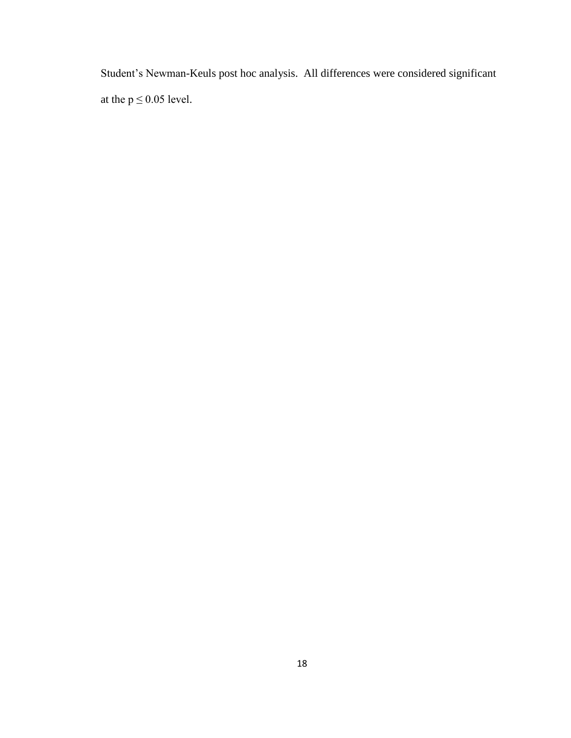Student's Newman-Keuls post hoc analysis. All differences were considered significant at the $p \leq 0.05$ level.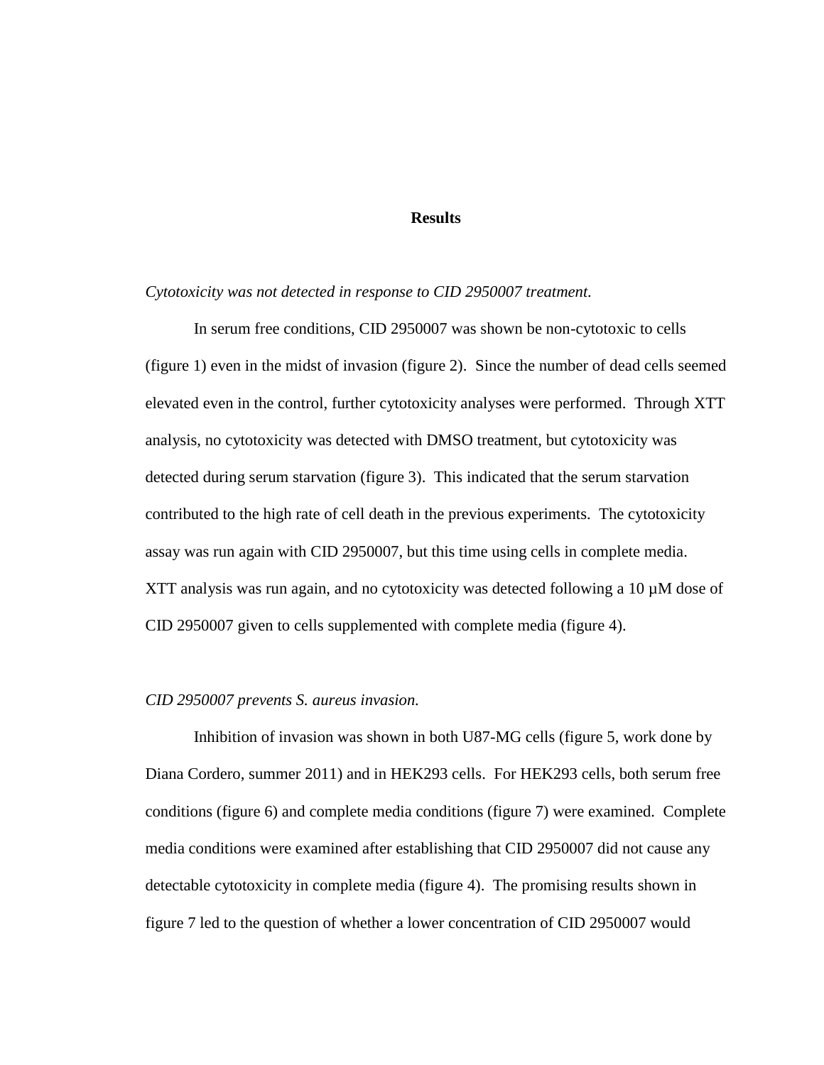## Results

*Cytotoxicity was not detected in response to CID 2950007 treatment.*

In serum free conditions, CID 2950007 was shown be non-cytotoxic to cells (figure 1) even in the midst of invasion (figure 2). Since the number of dead cells seemed elevated even in the control, further cytotoxicity analyses were performed. Through XTT analysis, no cytotoxicity was detected with DMSO treatment, but cytotoxicity was detected during serum starvation (figure 3). This indicated that the serum starvation contributed to the high rate of cell death in the previous experiments. The cytotoxicity assay was run again with CID 2950007, but this time using cells in complete media. XTT analysis was run again, and no cytotoxicity was detected following a 10 µM dose of CID 2950007 given to cells supplemented with complete media (figure 4).

*CID 2950007 prevents S. aureus invasion.*

Inhibition of invasion was shown in both U87-MG cells (figure 5, work done by Diana Cordero, summer 2011) and in HEK293 cells. For HEK293 cells, both serum free conditions (figure 6) and complete media conditions (figure 7) were examined. Complete media conditions were examined after establishing that CID 2950007 did not cause any detectable cytotoxicity in complete media (figure 4). The promising results shown in figure 7 led to the question of whether a lower concentration of CID 2950007 would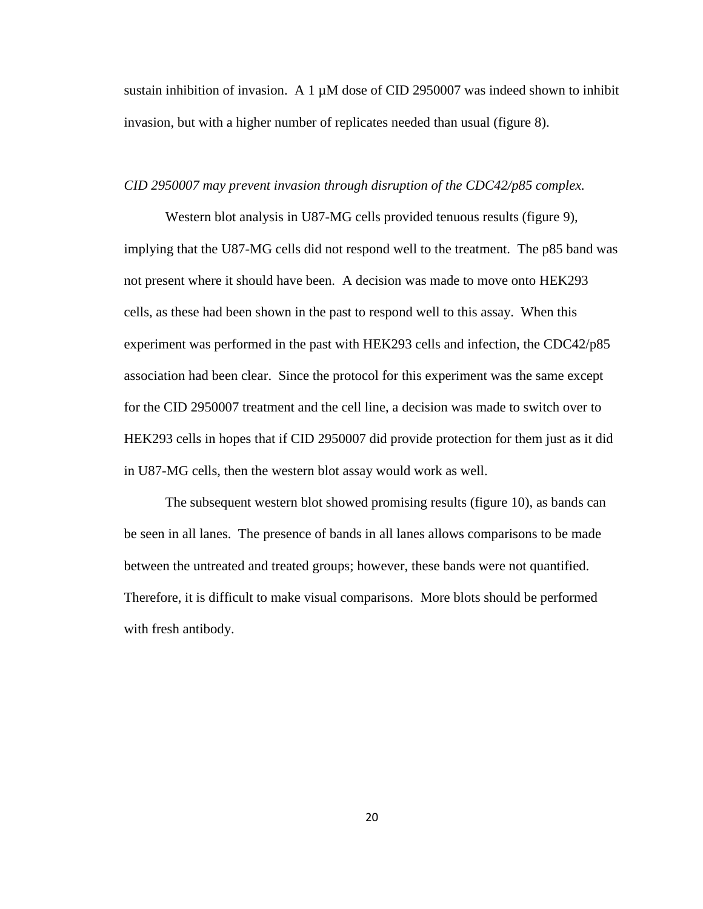sustain inhibition of invasion. A 1 μM dose of CID 2950007 was indeed shown to inhibit invasion, but with a higher number of replicates needed than usual (figure 8).

*CID 2950007 may prevent invasion through disruption of the CDC42/p85 complex.*

Western blot analysis in U87-MG cells provided tenuous results (figure 9), implying that the U87-MG cells did not respond well to the treatment. The p85 band was not present where it should have been. A decision was made to move onto HEK293 cells, as these had been shown in the past to respond well to this assay. When this experiment was performed in the past with HEK293 cells and infection, the CDC42/p85 association had been clear. Since the protocol for this experiment was the same except for the CID 2950007 treatment and the cell line, a decision was made to switch over to HEK293 cells in hopes that if CID 2950007 did provide protection for them just as it did in U87-MG cells, then the western blot assay would work as well.

The subsequent western blot showed promising results (figure 10), as bands can be seen in all lanes. The presence of bands in all lanes allows comparisons to be made between the untreated and treated groups; however, these bands were not quantified. Therefore, it is difficult to make visual comparisons. More blots should be performed with fresh antibody.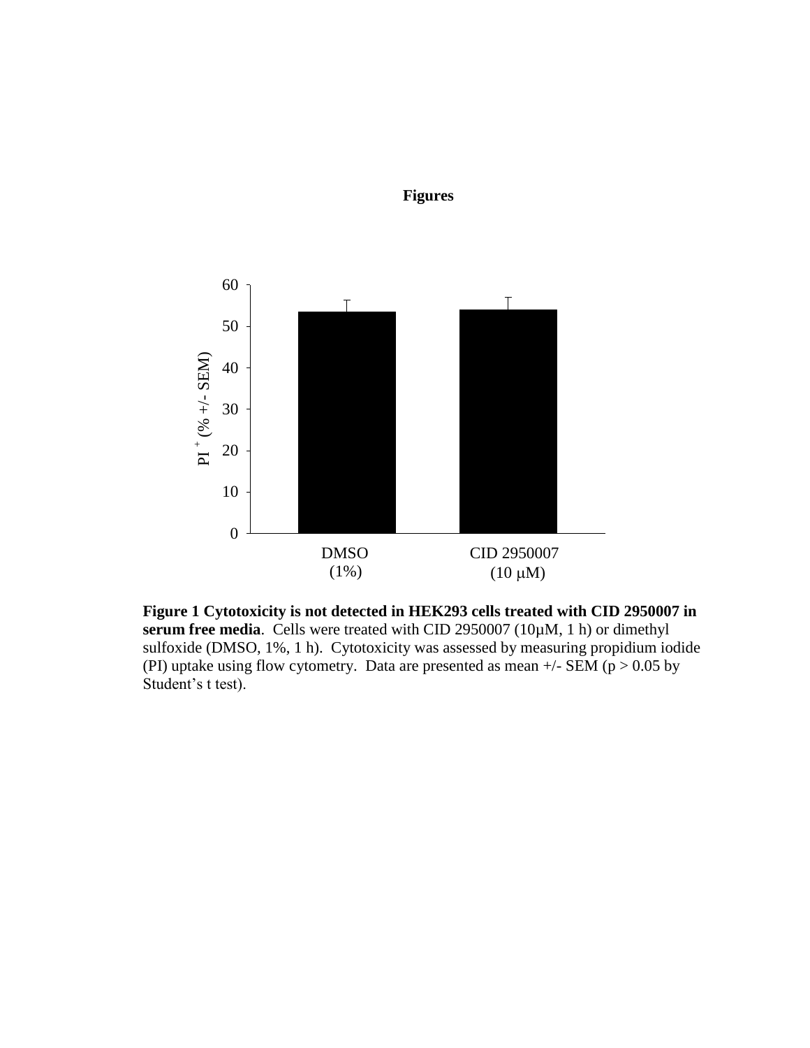**Figures**

**Figure 1 Cytotoxicity is not detected in HEK293 cells treated with CID 2950007 in serum free media**. Cells were treated with CID 2950007 (10µM, 1 h) or dimethyl sulfoxide (DMSO, 1%, 1 h). Cytotoxicity was assessed by measuring propidium iodide (PI) uptake using flow cytometry. Data are presented as mean +/- SEM ($p > 0.05$ by Student's t test).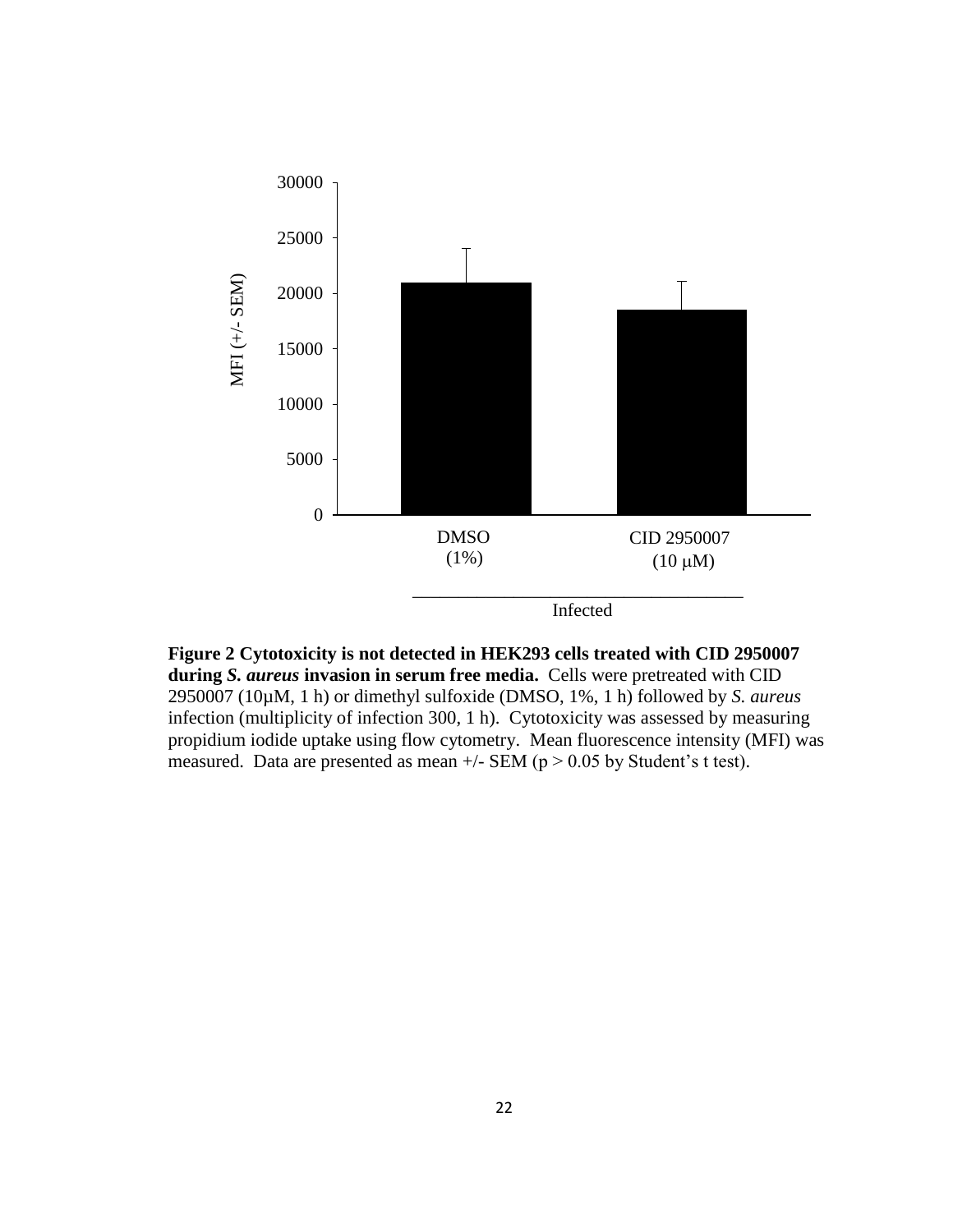**Figure 2 Cytotoxicity is not detected in HEK293 cells treated with CID 2950007 during *S. aureus* invasion in serum free media.** Cells were pretreated with CID 2950007 (10µM, 1 h) or dimethyl sulfoxide (DMSO, 1%, 1 h) followed by *S. aureus* infection (multiplicity of infection 300, 1 h). Cytotoxicity was assessed by measuring propidium iodide uptake using flow cytometry. Mean fluorescence intensity (MFI) was measured. Data are presented as mean +/- SEM ($p > 0.05$ by Student's t test).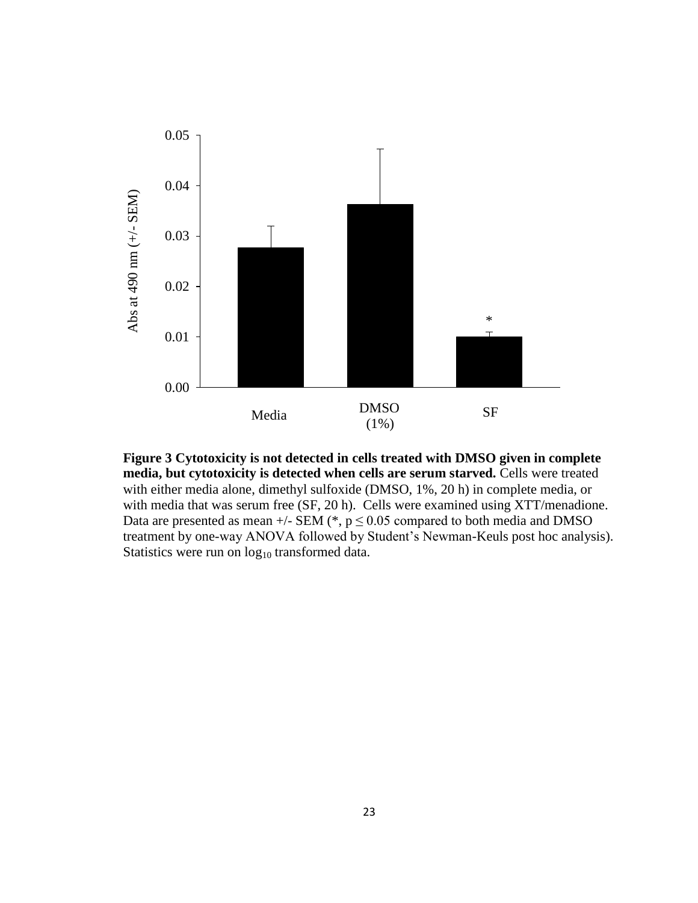**Figure 3 Cytotoxicity is not detected in cells treated with DMSO given in complete media, but cytotoxicity is detected when cells are serum starved.** Cells were treated with either media alone, dimethyl sulfoxide (DMSO, 1%, 20 h) in complete media, or with media that was serum free (SF, 20 h). Cells were examined using XTT/menadione. Data are presented as mean +/- SEM (*, $p \leq 0.05$ compared to both media and DMSO treatment by one-way ANOVA followed by Student's Newman-Keuls post hoc analysis). Statistics were run on $\log_{10}$ transformed data.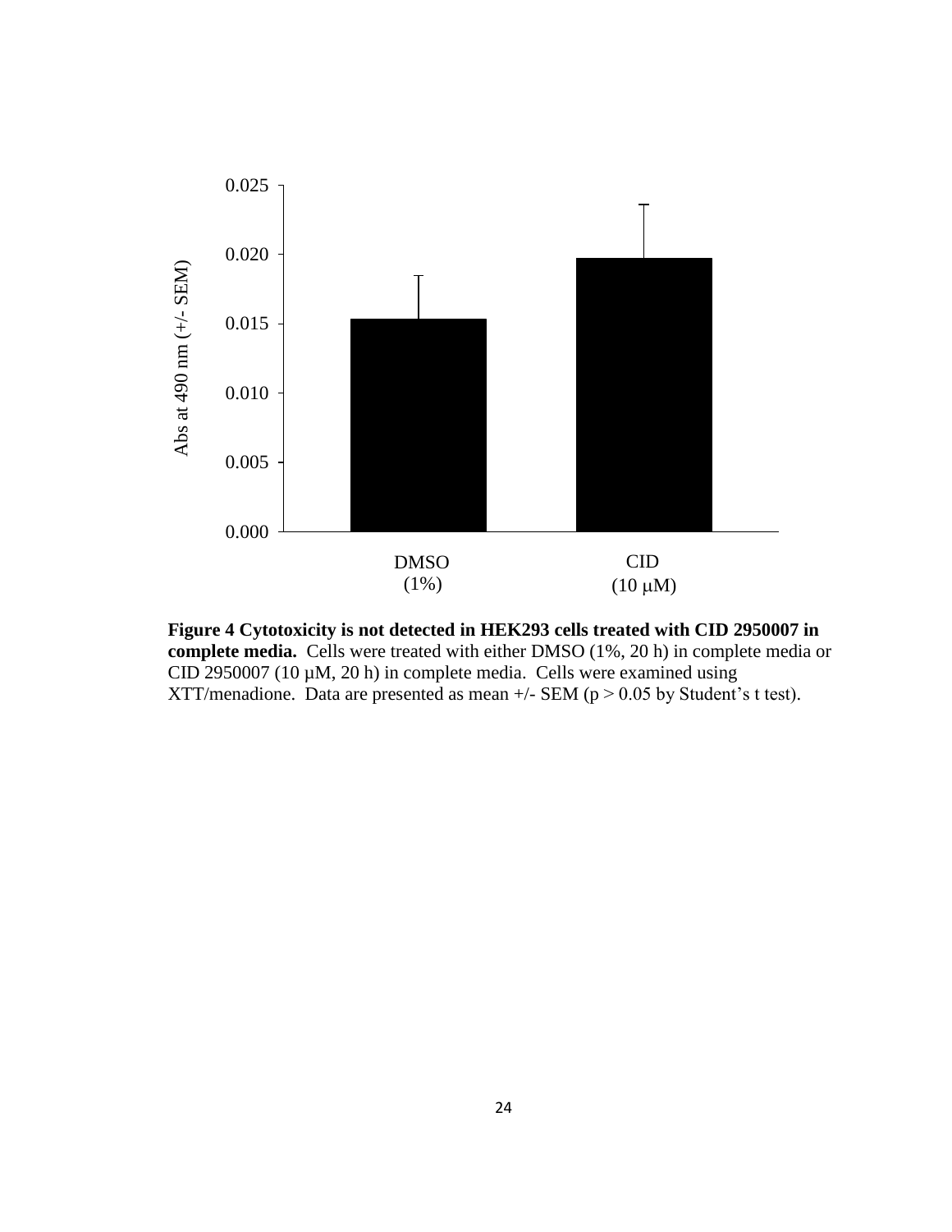**Figure 4 Cytotoxicity is not detected in HEK293 cells treated with CID 2950007 in complete media.** Cells were treated with either DMSO (1%, 20 h) in complete media or CID 2950007 (10 µM, 20 h) in complete media. Cells were examined using XTT/menadione. Data are presented as mean +/- SEM ($p > 0.05$ by Student's t test).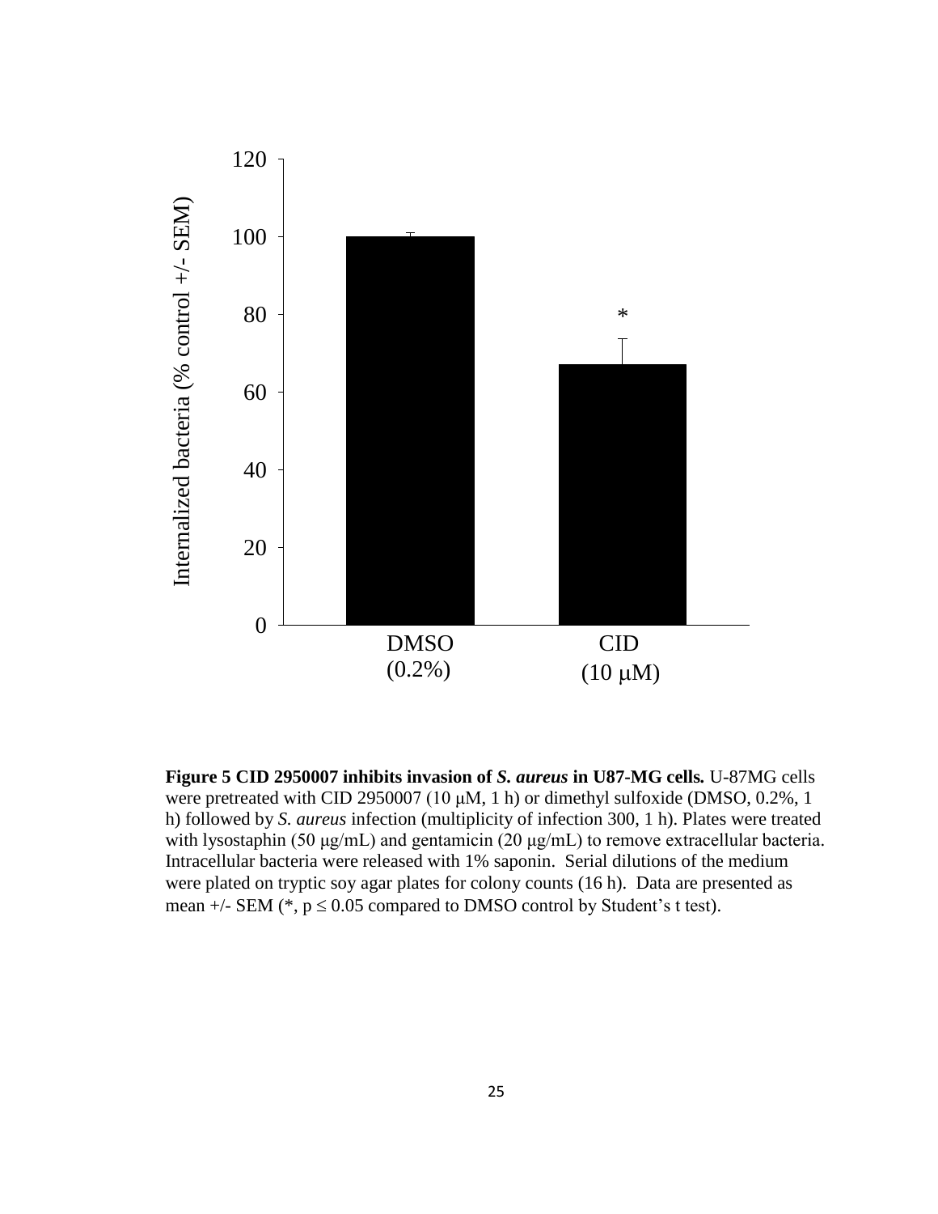**Figure 5 CID 2950007 inhibits invasion of *S. aureus* in U87-MG cells.** U-87MG cells were pretreated with CID 2950007 (10 μM, 1 h) or dimethyl sulfoxide (DMSO, 0.2%, 1 h) followed by *S. aureus* infection (multiplicity of infection 300, 1 h). Plates were treated with lysostaphin (50 μg/mL) and gentamicin (20 μg/mL) to remove extracellular bacteria. Intracellular bacteria were released with 1% saponin. Serial dilutions of the medium were plated on tryptic soy agar plates for colony counts (16 h). Data are presented as mean +/- SEM (*, $p \leq 0.05$ compared to DMSO control by Student's t test).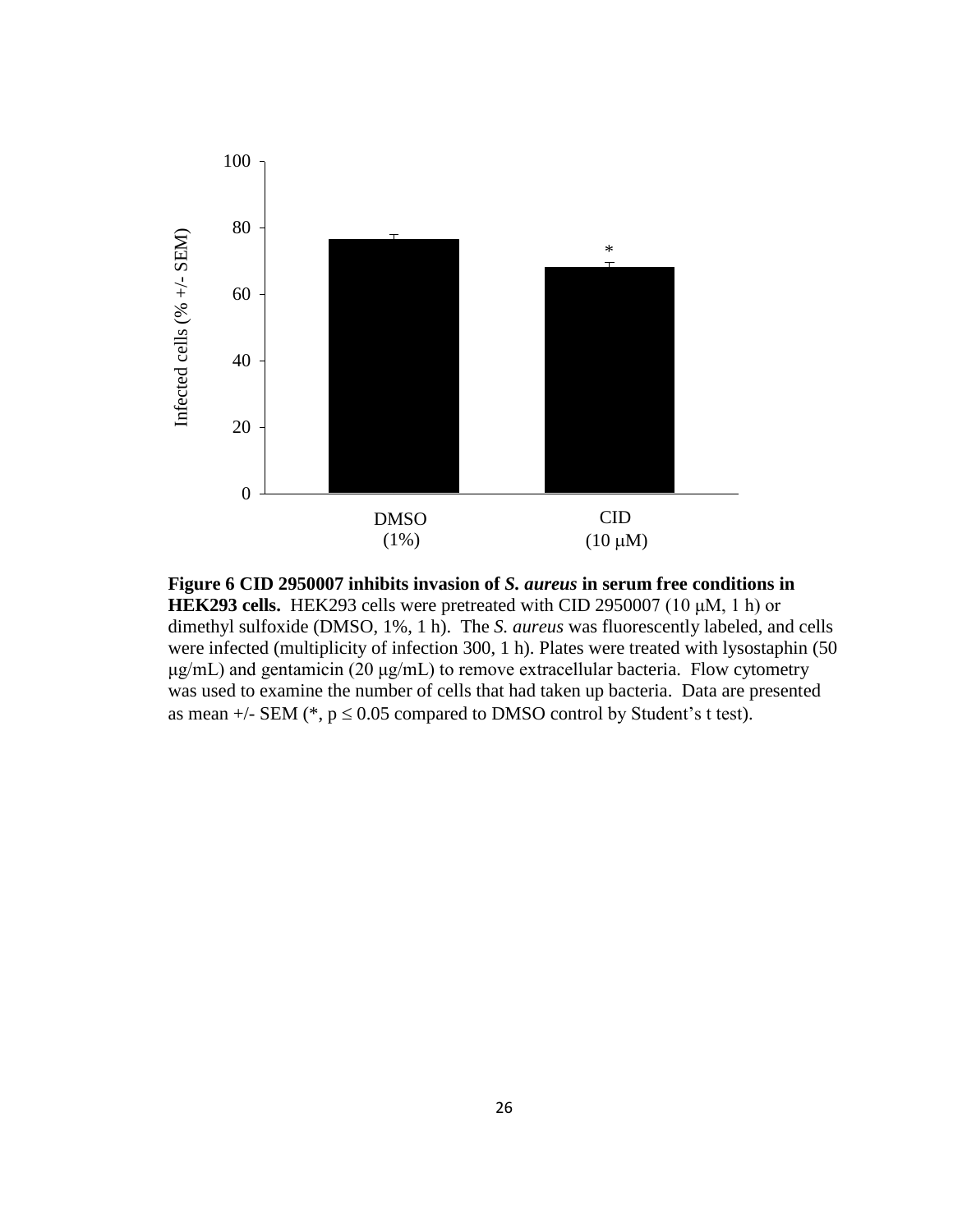**Figure 6 CID 2950007 inhibits invasion of *S. aureus* in serum free conditions in HEK293 cells.** HEK293 cells were pretreated with CID 2950007 (10 μM, 1 h) or dimethyl sulfoxide (DMSO, 1%, 1 h). The *S. aureus* was fluorescently labeled, and cells were infected (multiplicity of infection 300, 1 h). Plates were treated with lysostaphin (50 μg/mL) and gentamicin (20 μg/mL) to remove extracellular bacteria. Flow cytometry was used to examine the number of cells that had taken up bacteria. Data are presented as mean +/- SEM (*, $p \leq 0.05$ compared to DMSO control by Student's t test).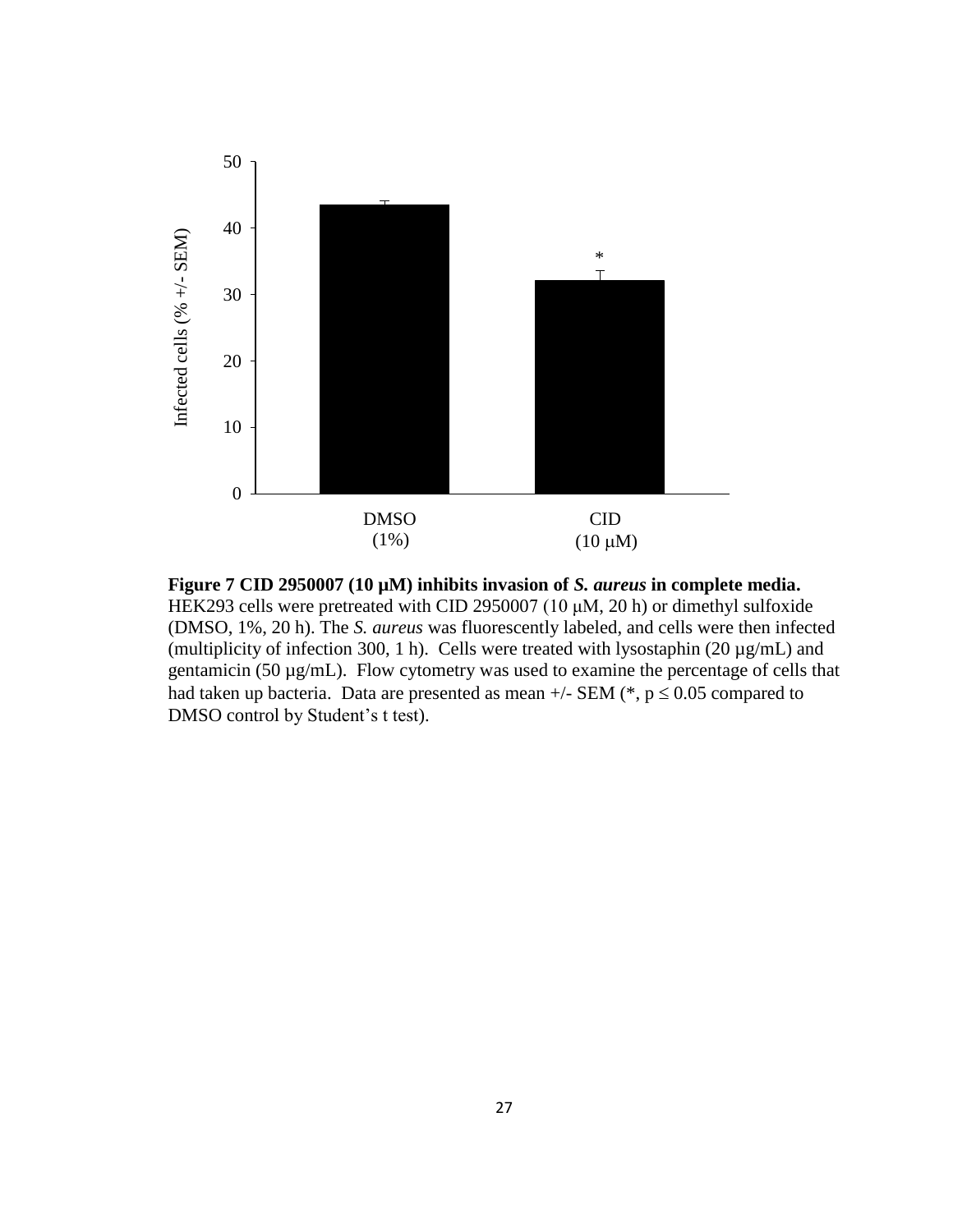**Figure 7 CID 2950007 (10 µM) inhibits invasion of *S. aureus* in complete media.** HEK293 cells were pretreated with CID 2950007 (10 μM, 20 h) or dimethyl sulfoxide (DMSO, 1%, 20 h). The *S. aureus* was fluorescently labeled, and cells were then infected (multiplicity of infection 300, 1 h). Cells were treated with lysostaphin (20 µg/mL) and gentamicin (50 µg/mL). Flow cytometry was used to examine the percentage of cells that had taken up bacteria. Data are presented as mean +/- SEM (*, $p \leq 0.05$ compared to DMSO control by Student's t test).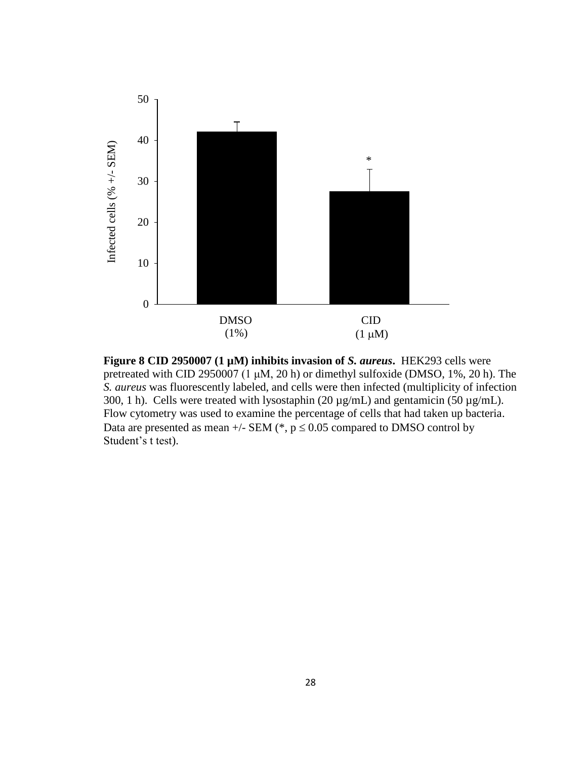**Figure 8 CID 2950007 (1 µM) inhibits invasion of *S. aureus*.** HEK293 cells were pretreated with CID 2950007 (1 μM, 20 h) or dimethyl sulfoxide (DMSO, 1%, 20 h). The *S. aureus* was fluorescently labeled, and cells were then infected (multiplicity of infection 300, 1 h). Cells were treated with lysostaphin (20 µg/mL) and gentamicin (50 µg/mL). Flow cytometry was used to examine the percentage of cells that had taken up bacteria. Data are presented as mean +/- SEM (*, $p \leq 0.05$ compared to DMSO control by Student's t test).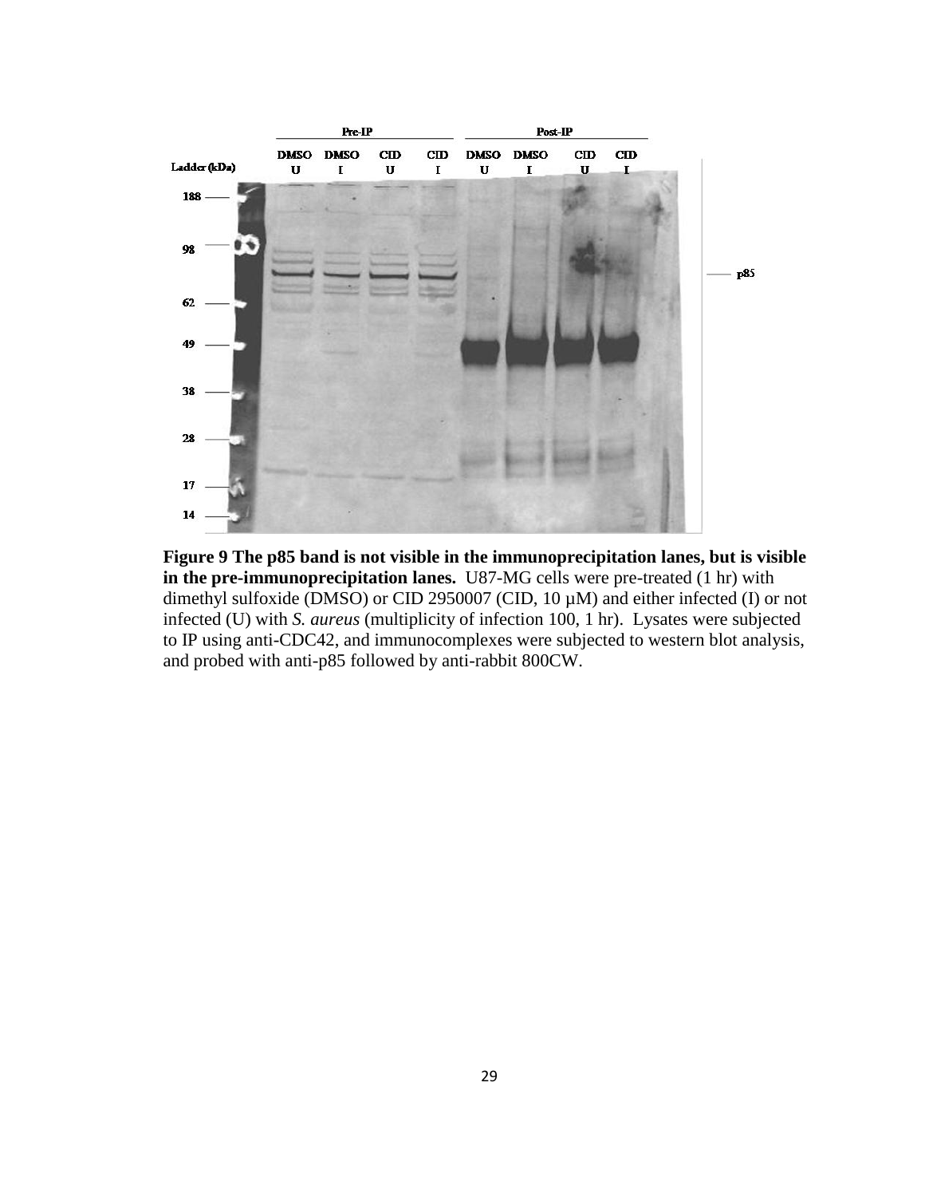**Figure 9 The p85 band is not visible in the immunoprecipitation lanes, but is visible in the pre-immunoprecipitation lanes.** U87-MG cells were pre-treated (1 hr) with dimethyl sulfoxide (DMSO) or CID 2950007 (CID, 10 µM) and either infected (I) or not infected (U) with *S. aureus* (multiplicity of infection 100, 1 hr). Lysates were subjected to IP using anti-CDC42, and immunocomplexes were subjected to western blot analysis, and probed with anti-p85 followed by anti-rabbit 800CW.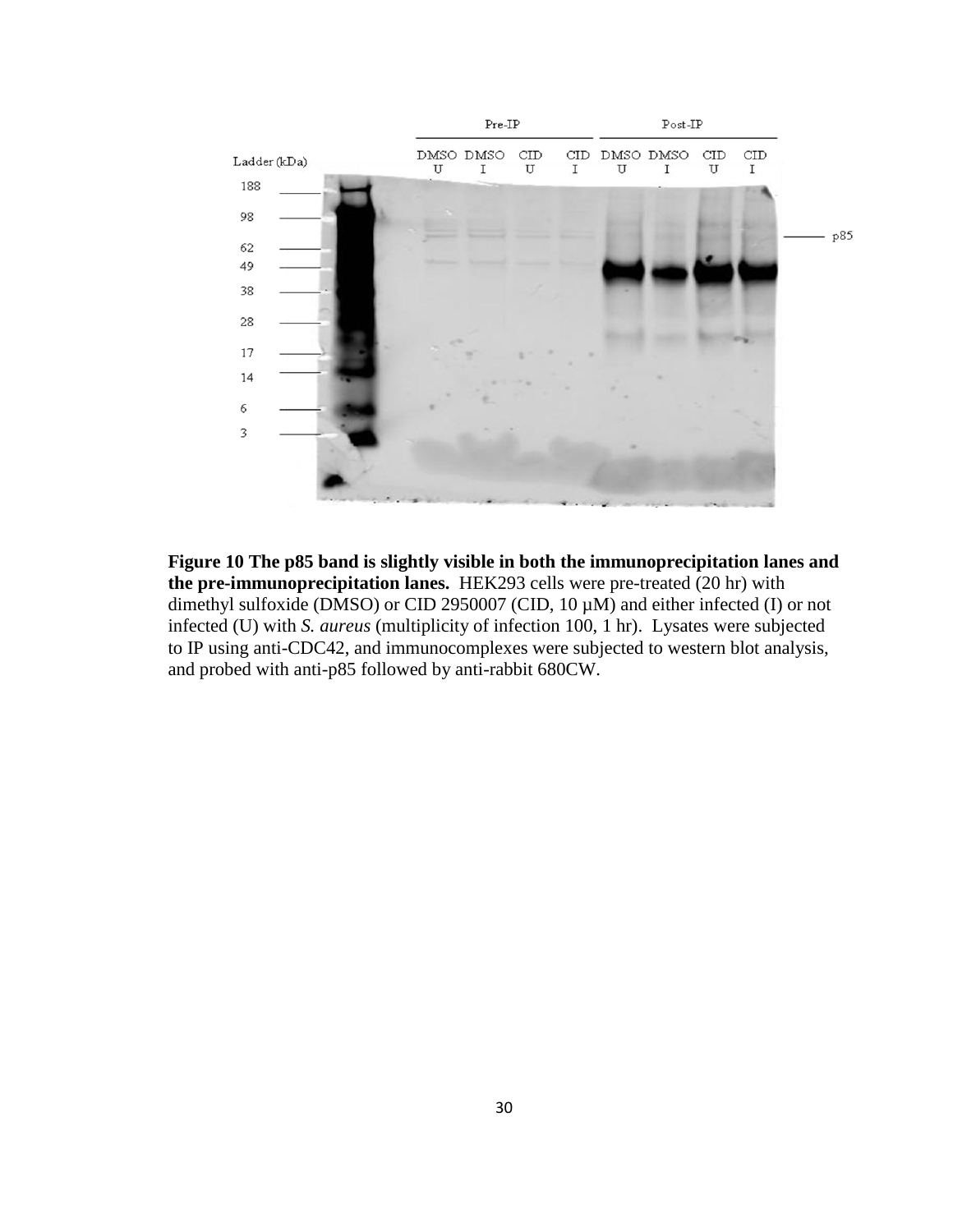**Figure 10 The p85 band is slightly visible in both the immunoprecipitation lanes and the pre-immunoprecipitation lanes.** HEK293 cells were pre-treated (20 hr) with dimethyl sulfoxide (DMSO) or CID 2950007 (CID, 10 µM) and either infected (I) or not infected (U) with *S. aureus* (multiplicity of infection 100, 1 hr). Lysates were subjected to IP using anti-CDC42, and immunocomplexes were subjected to western blot analysis, and probed with anti-p85 followed by anti-rabbit 680CW.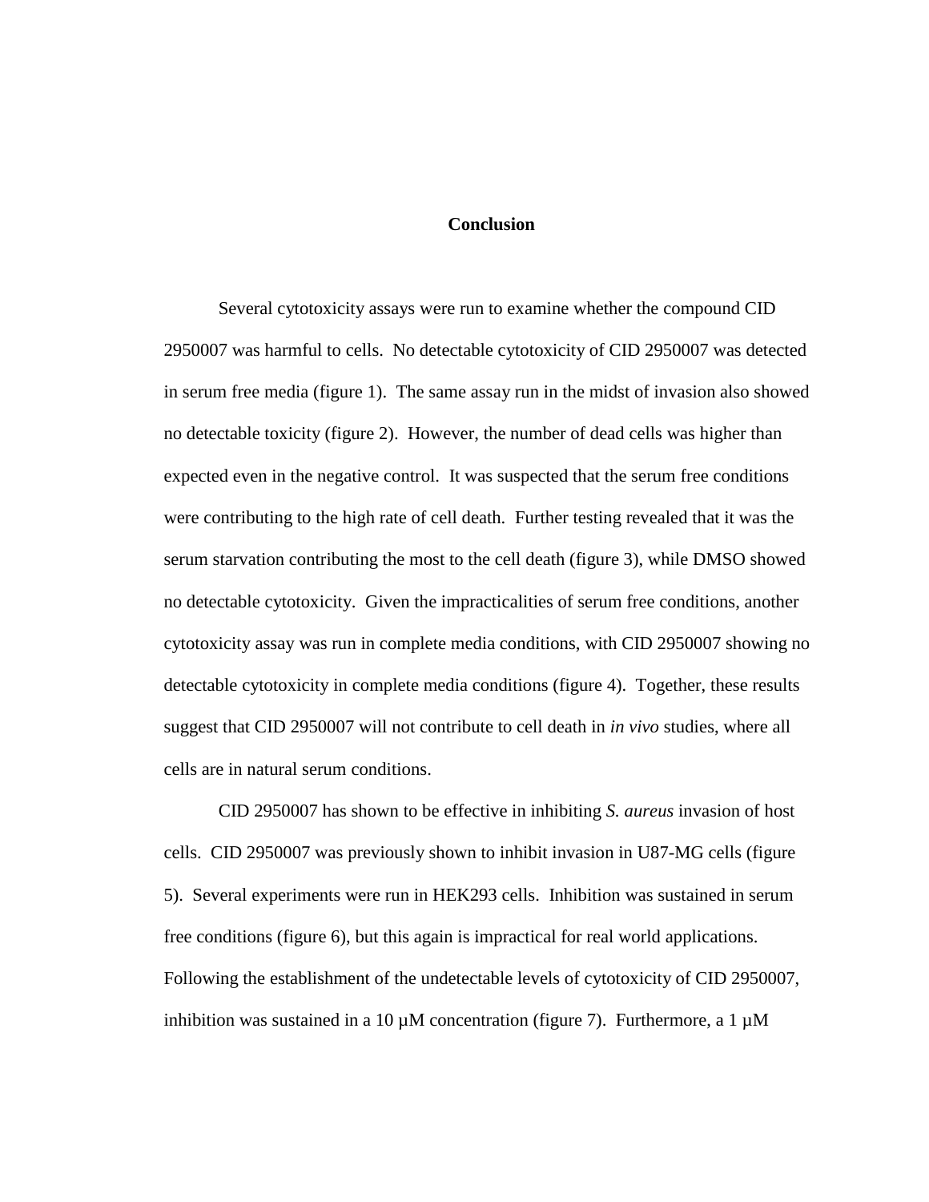# Conclusion

Several cytotoxicity assays were run to examine whether the compound CID 2950007 was harmful to cells. No detectable cytotoxicity of CID 2950007 was detected in serum free media (figure 1). The same assay run in the midst of invasion also showed no detectable toxicity (figure 2). However, the number of dead cells was higher than expected even in the negative control. It was suspected that the serum free conditions were contributing to the high rate of cell death. Further testing revealed that it was the serum starvation contributing the most to the cell death (figure 3), while DMSO showed no detectable cytotoxicity. Given the impracticalities of serum free conditions, another cytotoxicity assay was run in complete media conditions, with CID 2950007 showing no detectable cytotoxicity in complete media conditions (figure 4). Together, these results suggest that CID 2950007 will not contribute to cell death in *in vivo* studies, where all cells are in natural serum conditions.

CID 2950007 has shown to be effective in inhibiting *S. aureus* invasion of host cells. CID 2950007 was previously shown to inhibit invasion in U87-MG cells (figure 5). Several experiments were run in HEK293 cells. Inhibition was sustained in serum free conditions (figure 6), but this again is impractical for real world applications. Following the establishment of the undetectable levels of cytotoxicity of CID 2950007, inhibition was sustained in a 10 µM concentration (figure 7). Furthermore, a 1 µM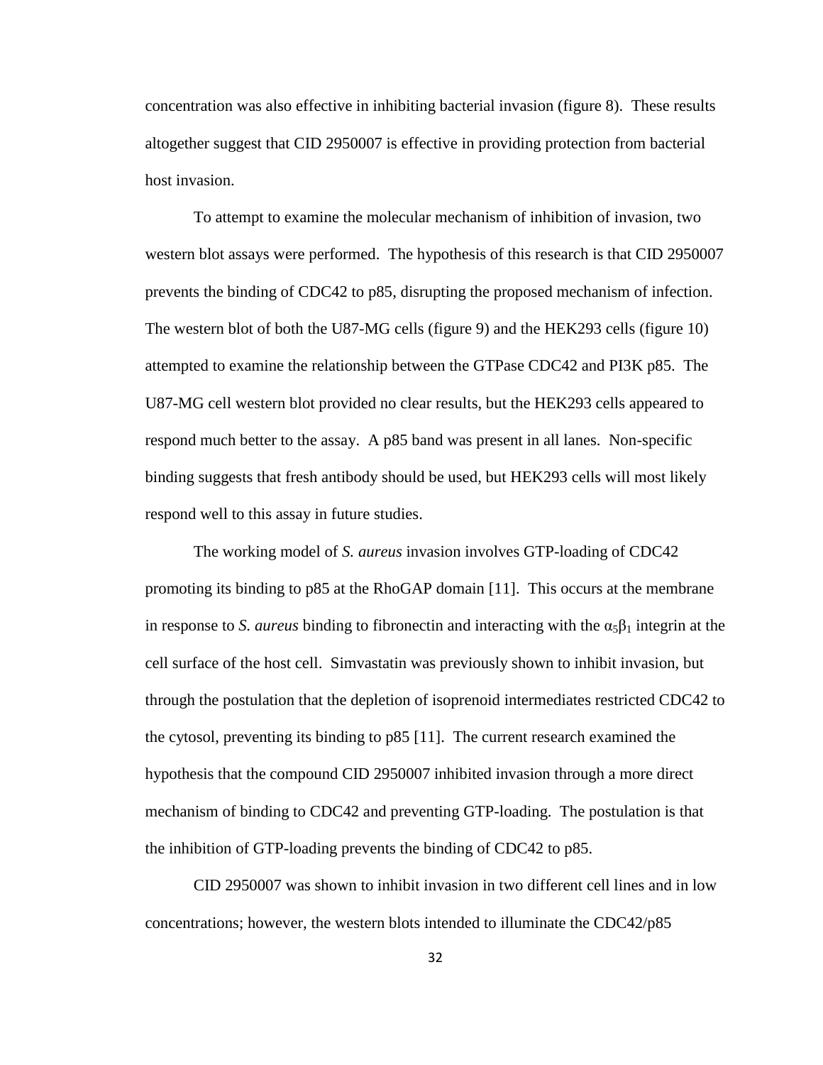concentration was also effective in inhibiting bacterial invasion (figure 8). These results altogether suggest that CID 2950007 is effective in providing protection from bacterial host invasion.

To attempt to examine the molecular mechanism of inhibition of invasion, two western blot assays were performed. The hypothesis of this research is that CID 2950007 prevents the binding of CDC42 to p85, disrupting the proposed mechanism of infection. The western blot of both the U87-MG cells (figure 9) and the HEK293 cells (figure 10) attempted to examine the relationship between the GTPase CDC42 and PI3K p85. The U87-MG cell western blot provided no clear results, but the HEK293 cells appeared to respond much better to the assay. A p85 band was present in all lanes. Non-specific binding suggests that fresh antibody should be used, but HEK293 cells will most likely respond well to this assay in future studies.

The working model of *S. aureus* invasion involves GTP-loading of CDC42 promoting its binding to p85 at the RhoGAP domain [11]. This occurs at the membrane in response to *S. aureus* binding to fibronectin and interacting with the $\alpha_5\beta_1$ integrin at the cell surface of the host cell. Simvastatin was previously shown to inhibit invasion, but through the postulation that the depletion of isoprenoid intermediates restricted CDC42 to the cytosol, preventing its binding to p85 [11]. The current research examined the hypothesis that the compound CID 2950007 inhibited invasion through a more direct mechanism of binding to CDC42 and preventing GTP-loading. The postulation is that the inhibition of GTP-loading prevents the binding of CDC42 to p85.

CID 2950007 was shown to inhibit invasion in two different cell lines and in low concentrations; however, the western blots intended to illuminate the CDC42/p85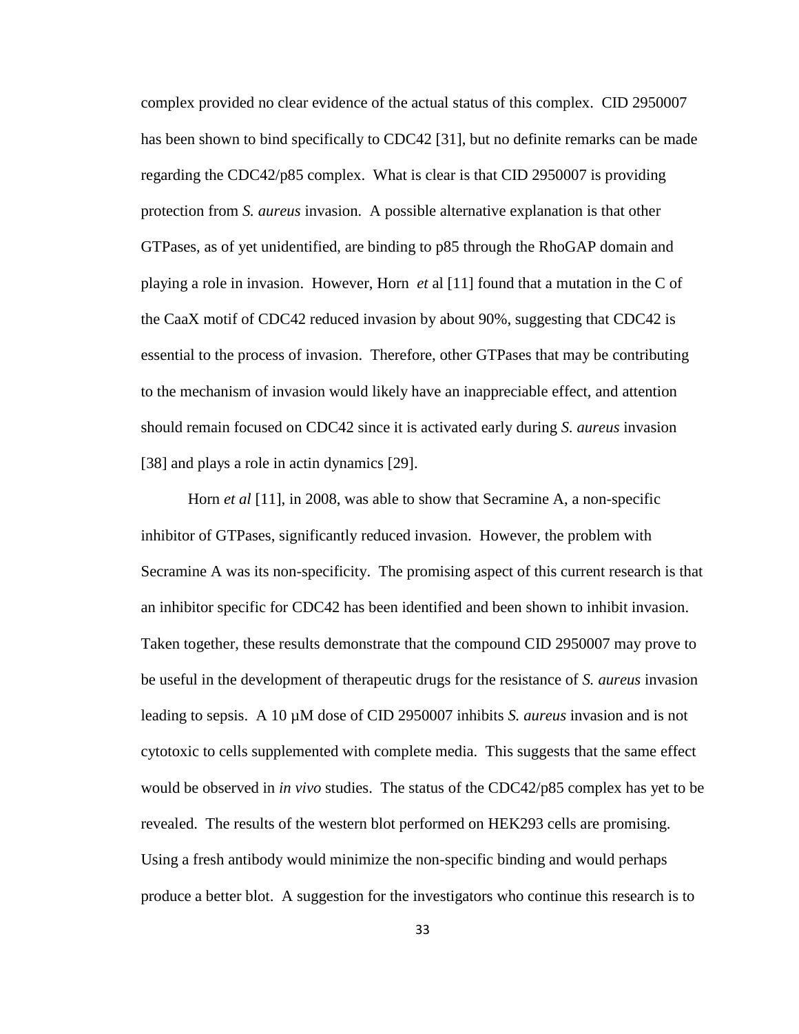complex provided no clear evidence of the actual status of this complex. CID 2950007 has been shown to bind specifically to CDC42 [31], but no definite remarks can be made regarding the CDC42/p85 complex. What is clear is that CID 2950007 is providing protection from *S. aureus* invasion. A possible alternative explanation is that other GTPases, as of yet unidentified, are binding to p85 through the RhoGAP domain and playing a role in invasion. However, Horn *et* al [11] found that a mutation in the C of the CaaX motif of CDC42 reduced invasion by about 90%, suggesting that CDC42 is essential to the process of invasion. Therefore, other GTPases that may be contributing to the mechanism of invasion would likely have an inappreciable effect, and attention should remain focused on CDC42 since it is activated early during *S. aureus* invasion [38] and plays a role in actin dynamics [29].

Horn *et al* [11], in 2008, was able to show that Secramine A, a non-specific inhibitor of GTPases, significantly reduced invasion. However, the problem with Secramine A was its non-specificity. The promising aspect of this current research is that an inhibitor specific for CDC42 has been identified and been shown to inhibit invasion. Taken together, these results demonstrate that the compound CID 2950007 may prove to be useful in the development of therapeutic drugs for the resistance of *S. aureus* invasion leading to sepsis. A 10 µM dose of CID 2950007 inhibits *S. aureus* invasion and is not cytotoxic to cells supplemented with complete media. This suggests that the same effect would be observed in *in vivo* studies. The status of the CDC42/p85 complex has yet to be revealed. The results of the western blot performed on HEK293 cells are promising. Using a fresh antibody would minimize the non-specific binding and would perhaps produce a better blot. A suggestion for the investigators who continue this research is to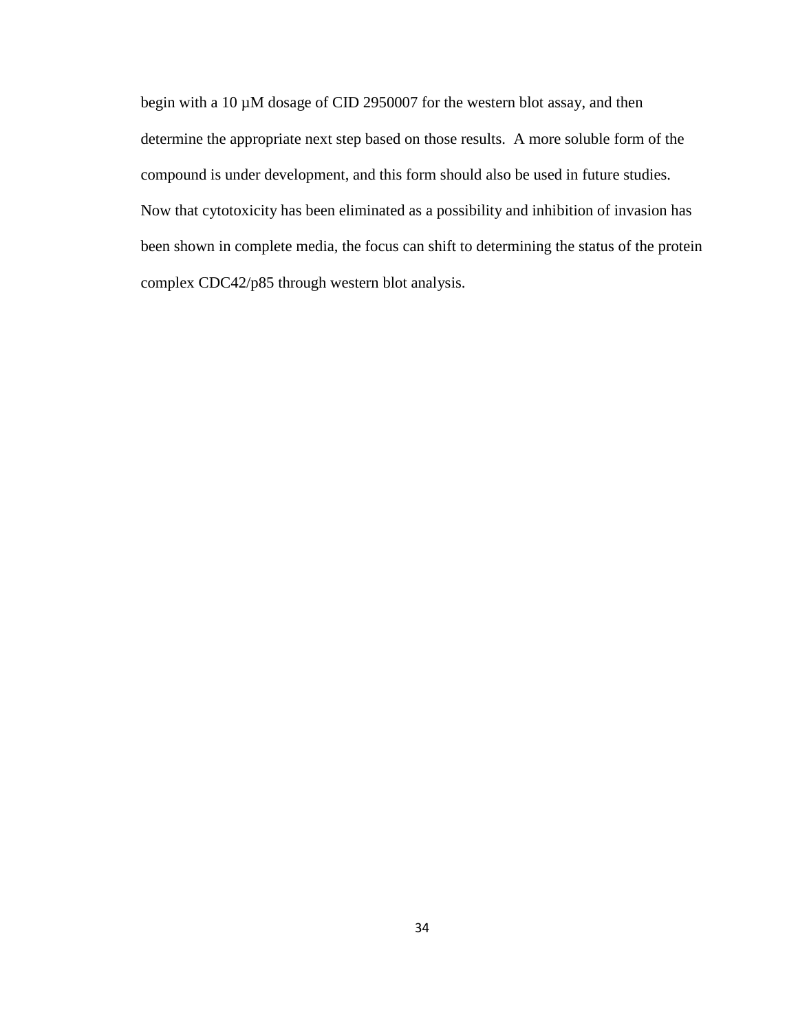begin with a 10 µM dosage of CID 2950007 for the western blot assay, and then determine the appropriate next step based on those results. A more soluble form of the compound is under development, and this form should also be used in future studies. Now that cytotoxicity has been eliminated as a possibility and inhibition of invasion has been shown in complete media, the focus can shift to determining the status of the protein complex CDC42/p85 through western blot analysis.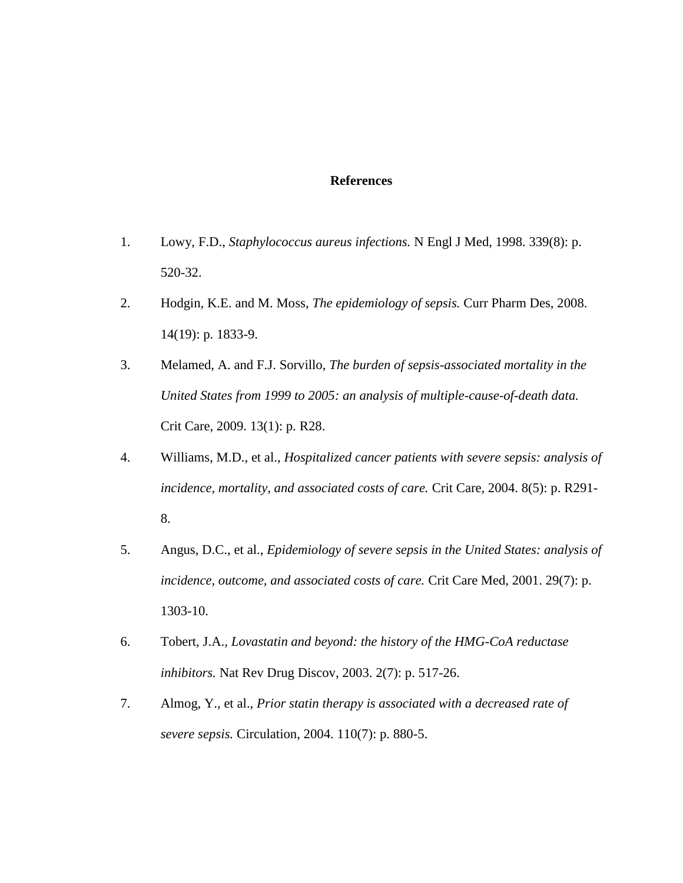## References

1. Lowy, F.D., *Staphylococcus aureus infections.* N Engl J Med, 1998. 339(8): p. 520-32.
2. Hodgin, K.E. and M. Moss, *The epidemiology of sepsis.* Curr Pharm Des, 2008. 14(19): p. 1833-9.
3. Melamed, A. and F.J. Sorvillo, *The burden of sepsis-associated mortality in the United States from 1999 to 2005: an analysis of multiple-cause-of-death data.* Crit Care, 2009. 13(1): p. R28.
4. Williams, M.D., et al., *Hospitalized cancer patients with severe sepsis: analysis of incidence, mortality, and associated costs of care.* Crit Care, 2004. 8(5): p. R291-8.
5. Angus, D.C., et al., *Epidemiology of severe sepsis in the United States: analysis of incidence, outcome, and associated costs of care.* Crit Care Med, 2001. 29(7): p. 1303-10.
6. Tobert, J.A., *Lovastatin and beyond: the history of the HMG-CoA reductase inhibitors.* Nat Rev Drug Discov, 2003. 2(7): p. 517-26.
7. Almog, Y., et al., *Prior statin therapy is associated with a decreased rate of severe sepsis.* Circulation, 2004. 110(7): p. 880-5.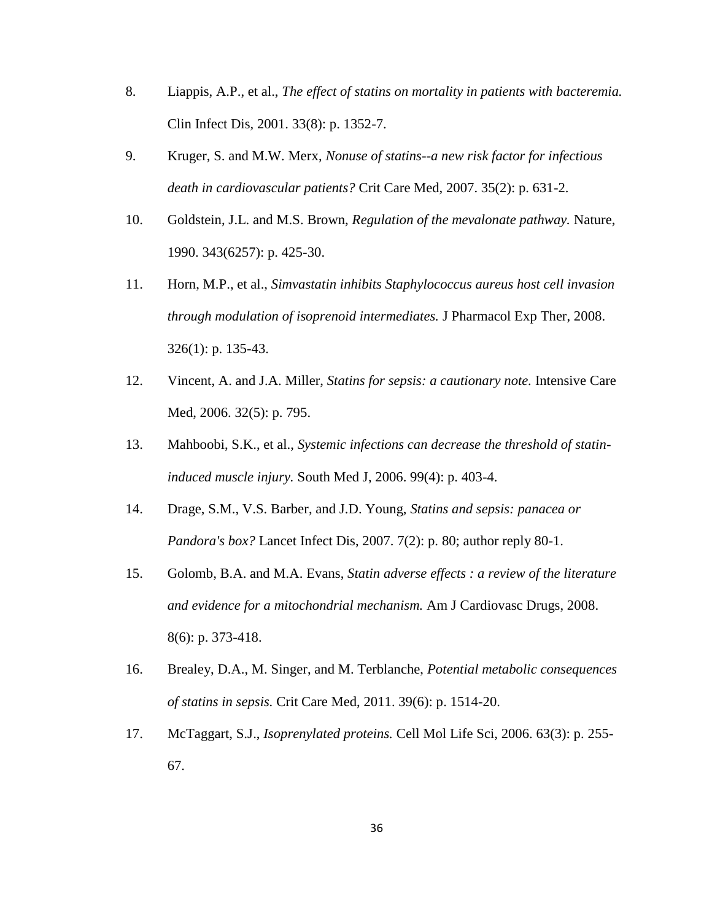8. Liappis, A.P., et al., *The effect of statins on mortality in patients with bacteremia.* Clin Infect Dis, 2001. 33(8): p. 1352-7.
9. Kruger, S. and M.W. Merx, *Nonuse of statins--a new risk factor for infectious death in cardiovascular patients?* Crit Care Med, 2007. 35(2): p. 631-2.
10. Goldstein, J.L. and M.S. Brown, *Regulation of the mevalonate pathway.* Nature, 1990. 343(6257): p. 425-30.
11. Horn, M.P., et al., *Simvastatin inhibits Staphylococcus aureus host cell invasion through modulation of isoprenoid intermediates.* J Pharmacol Exp Ther, 2008. 326(1): p. 135-43.
12. Vincent, A. and J.A. Miller, *Statins for sepsis: a cautionary note.* Intensive Care Med, 2006. 32(5): p. 795.
13. Mahboobi, S.K., et al., *Systemic infections can decrease the threshold of statin-induced muscle injury.* South Med J, 2006. 99(4): p. 403-4.
14. Drage, S.M., V.S. Barber, and J.D. Young, *Statins and sepsis: panacea or Pandora's box?* Lancet Infect Dis, 2007. 7(2): p. 80; author reply 80-1.
15. Golomb, B.A. and M.A. Evans, *Statin adverse effects : a review of the literature and evidence for a mitochondrial mechanism.* Am J Cardiovasc Drugs, 2008. 8(6): p. 373-418.
16. Brealey, D.A., M. Singer, and M. Terblanche, *Potential metabolic consequences of statins in sepsis.* Crit Care Med, 2011. 39(6): p. 1514-20.
17. McTaggart, S.J., *Isoprenylated proteins.* Cell Mol Life Sci, 2006. 63(3): p. 255-67.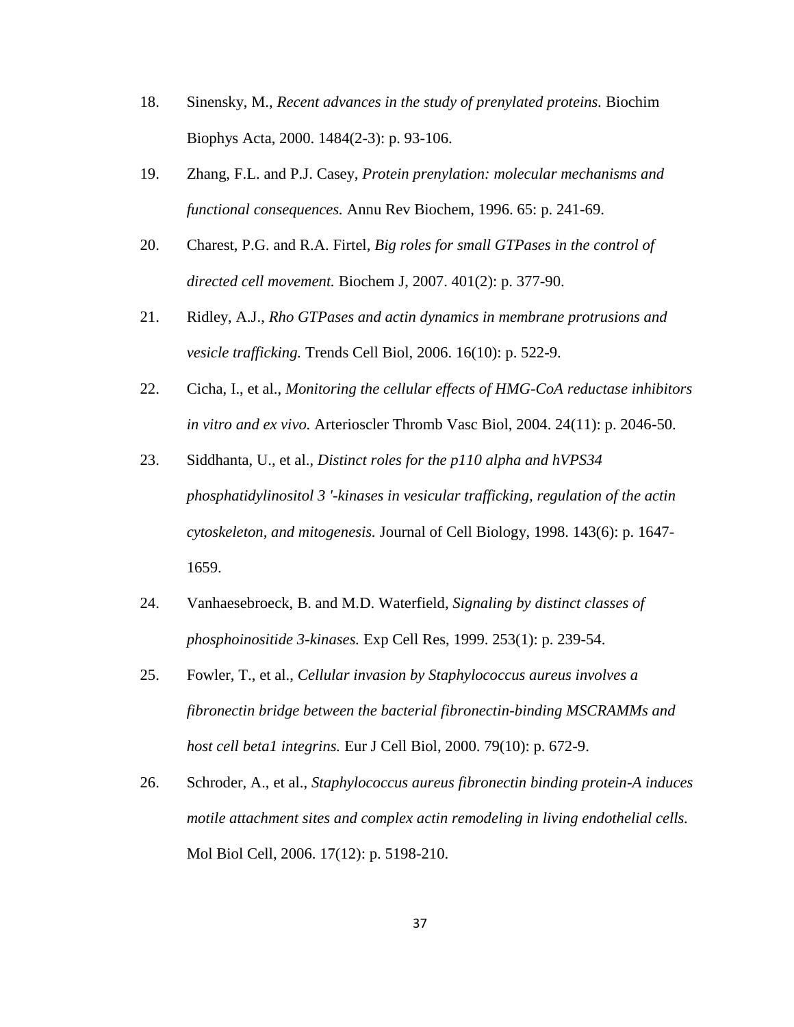18. Sinensky, M., *Recent advances in the study of prenylated proteins.* Biochim Biophys Acta, 2000. 1484(2-3): p. 93-106.
19. Zhang, F.L. and P.J. Casey, *Protein prenylation: molecular mechanisms and functional consequences.* Annu Rev Biochem, 1996. 65: p. 241-69.
20. Charest, P.G. and R.A. Firtel, *Big roles for small GTPases in the control of directed cell movement.* Biochem J, 2007. 401(2): p. 377-90.
21. Ridley, A.J., *Rho GTPases and actin dynamics in membrane protrusions and vesicle trafficking.* Trends Cell Biol, 2006. 16(10): p. 522-9.
22. Cicha, I., et al., *Monitoring the cellular effects of HMG-CoA reductase inhibitors in vitro and ex vivo.* Arterioscler Thromb Vasc Biol, 2004. 24(11): p. 2046-50.
23. Siddhanta, U., et al., *Distinct roles for the p110 alpha and hVPS34 phosphatidylinositol 3 '-kinases in vesicular trafficking, regulation of the actin cytoskeleton, and mitogenesis.* Journal of Cell Biology, 1998. 143(6): p. 1647-1659.
24. Vanhaesebroeck, B. and M.D. Waterfield, *Signaling by distinct classes of phosphoinositide 3-kinases.* Exp Cell Res, 1999. 253(1): p. 239-54.
25. Fowler, T., et al., *Cellular invasion by Staphylococcus aureus involves a fibronectin bridge between the bacterial fibronectin-binding MSCRAMMs and host cell beta1 integrins.* Eur J Cell Biol, 2000. 79(10): p. 672-9.
26. Schroder, A., et al., *Staphylococcus aureus fibronectin binding protein-A induces motile attachment sites and complex actin remodeling in living endothelial cells.* Mol Biol Cell, 2006. 17(12): p. 5198-210.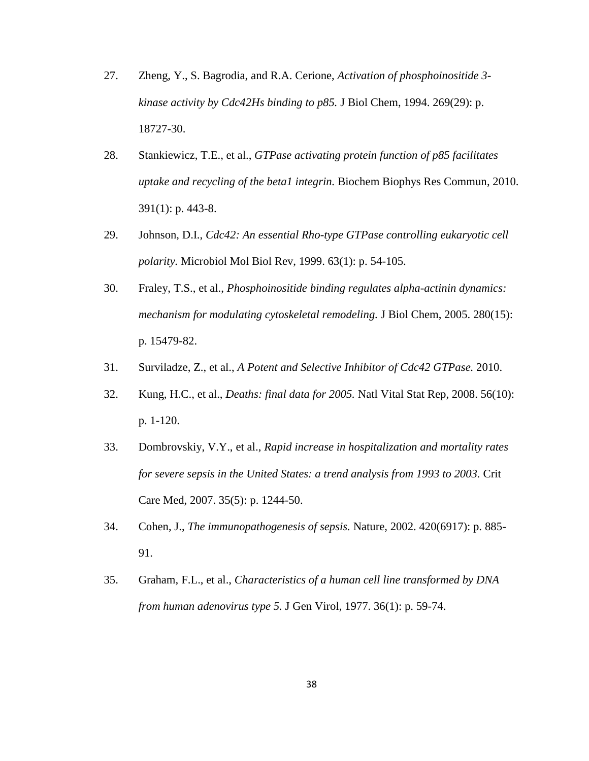27. Zheng, Y., S. Bagrodia, and R.A. Cerione, *Activation of phosphoinositide 3-kinase activity by Cdc42Hs binding to p85.* J Biol Chem, 1994. 269(29): p. 18727-30.

28. Stankiewicz, T.E., et al., *GTPase activating protein function of p85 facilitates uptake and recycling of the beta1 integrin.* Biochem Biophys Res Commun, 2010. 391(1): p. 443-8.

29. Johnson, D.I., *Cdc42: An essential Rho-type GTPase controlling eukaryotic cell polarity.* Microbiol Mol Biol Rev, 1999. 63(1): p. 54-105.

30. Fraley, T.S., et al., *Phosphoinositide binding regulates alpha-actinin dynamics: mechanism for modulating cytoskeletal remodeling.* J Biol Chem, 2005. 280(15): p. 15479-82.

31. Surviladze, Z., et al., *A Potent and Selective Inhibitor of Cdc42 GTPase.* 2010.

32. Kung, H.C., et al., *Deaths: final data for 2005.* Natl Vital Stat Rep, 2008. 56(10): p. 1-120.

33. Dombrovskiy, V.Y., et al., *Rapid increase in hospitalization and mortality rates for severe sepsis in the United States: a trend analysis from 1993 to 2003.* Crit Care Med, 2007. 35(5): p. 1244-50.

34. Cohen, J., *The immunopathogenesis of sepsis.* Nature, 2002. 420(6917): p. 885-91.

35. Graham, F.L., et al., *Characteristics of a human cell line transformed by DNA from human adenovirus type 5.* J Gen Virol, 1977. 36(1): p. 59-74.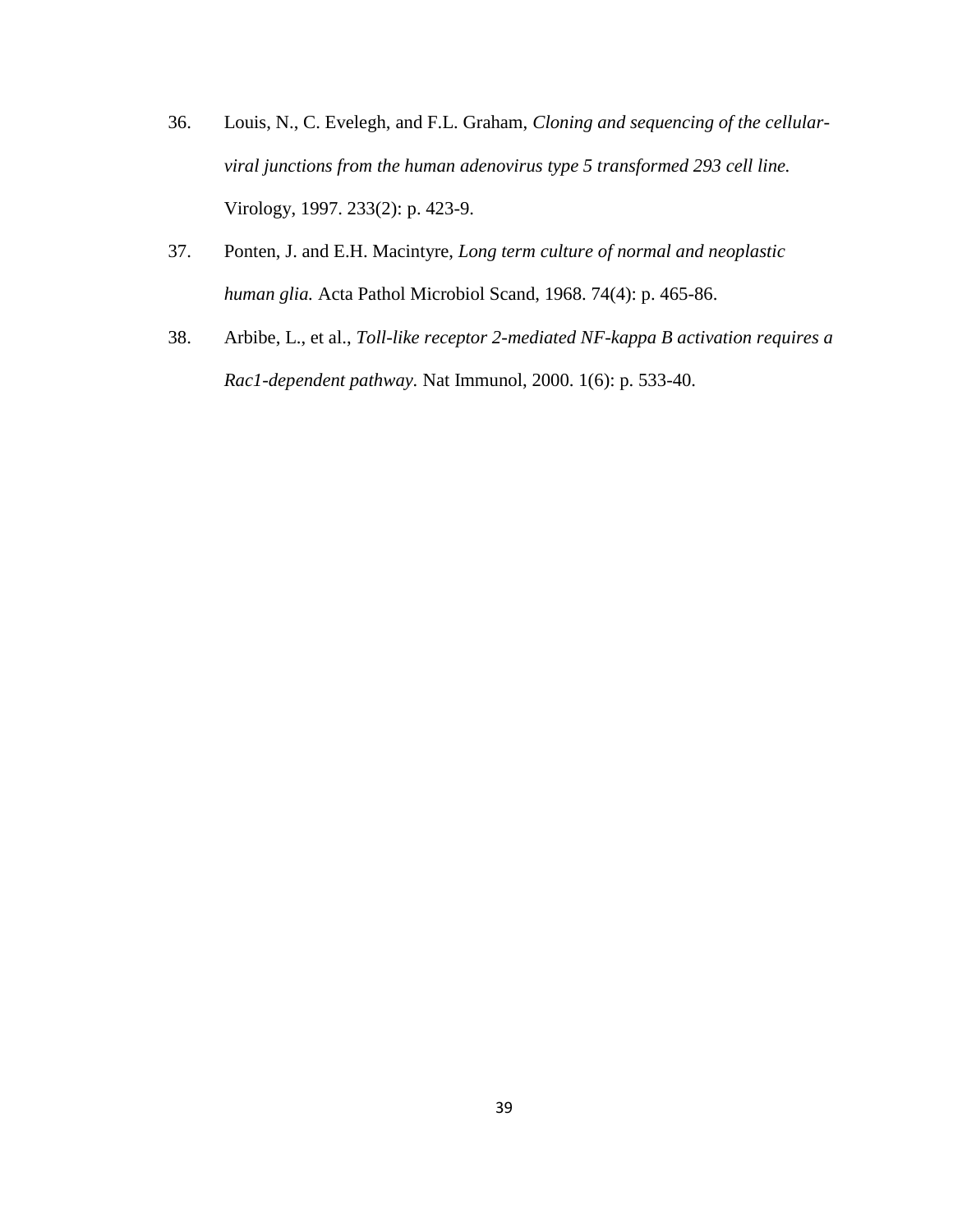36. Louis, N., C. Evelegh, and F.L. Graham, *Cloning and sequencing of the cellular-viral junctions from the human adenovirus type 5 transformed 293 cell line.* Virology, 1997. 233(2): p. 423-9.
37. Ponten, J. and E.H. Macintyre, *Long term culture of normal and neoplastic human glia.* Acta Pathol Microbiol Scand, 1968. 74(4): p. 465-86.
38. Arbibe, L., et al., *Toll-like receptor 2-mediated NF-kappa B activation requires a Rac1-dependent pathway.* Nat Immunol, 2000. 1(6): p. 533-40.